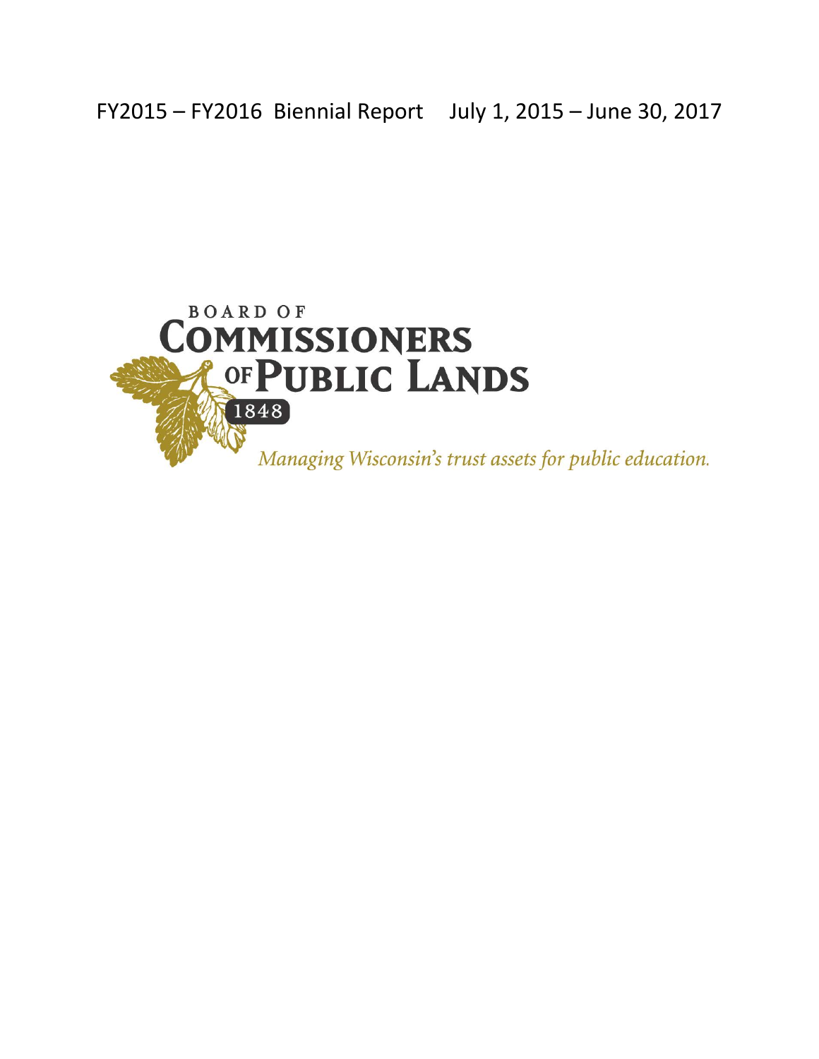FY2015 – FY2016 Biennial Report July 1, 2015 – June 30, 2017

BOARD OF

# COMMISSIONERS OF PUBLIC LANDS

1848

*Managing Wisconsin's trust assets for public education.*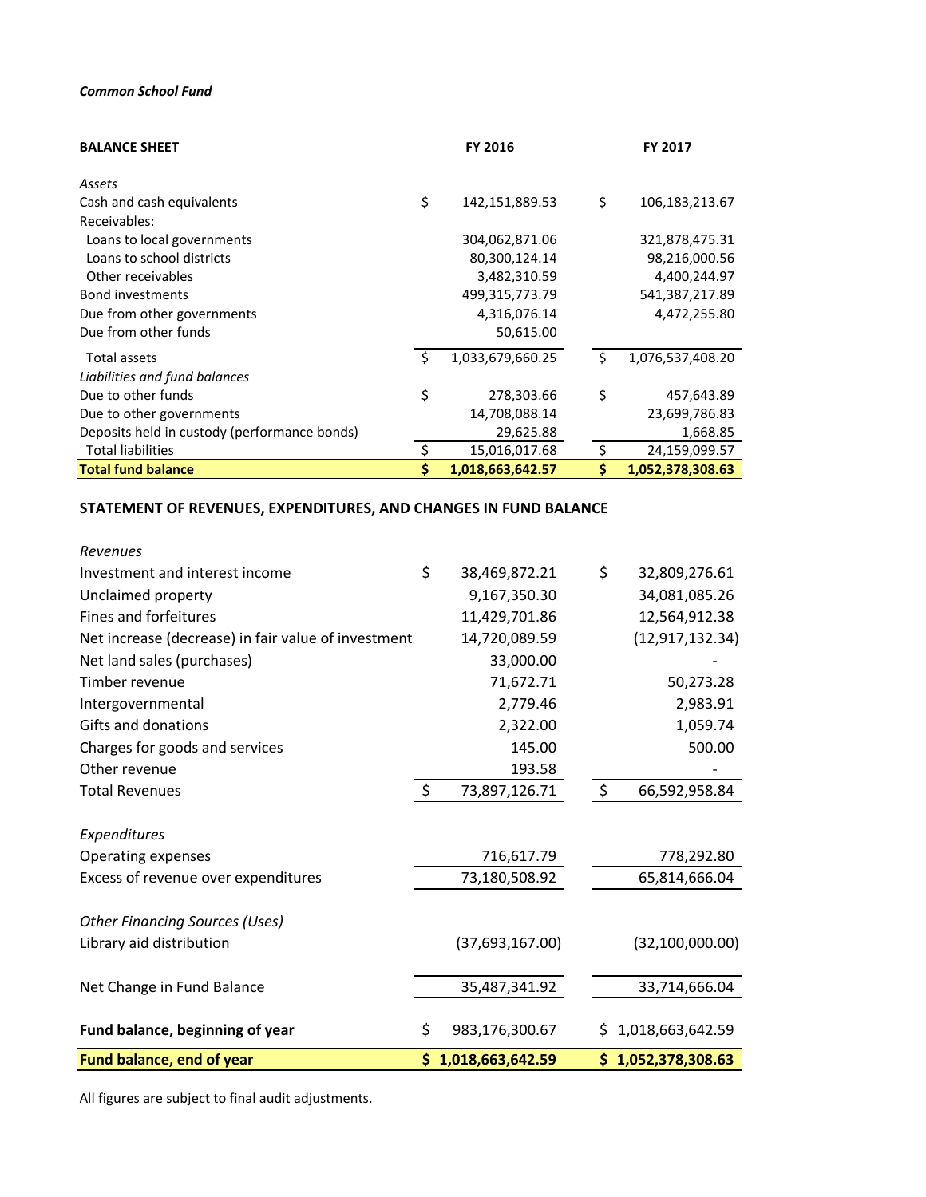*Common School Fund*

| BALANCE SHEET | FY 2016 | FY 2017 |
|---|---|---|
| *Assets* | | |
| Cash and cash equivalents | $ 142,151,889.53 | $ 106,183,213.67 |
| Receivables: | | |
| Loans to local governments | 304,062,871.06 | 321,878,475.31 |
| Loans to school districts | 80,300,124.14 | 98,216,000.56 |
| Other receivables | 3,482,310.59 | 4,400,244.97 |
| Bond investments | 499,315,773.79 | 541,387,217.89 |
| Due from other governments | 4,316,076.14 | 4,472,255.80 |
| Due from other funds | 50,615.00 | |
| Total assets | $ 1,033,679,660.25 | $ 1,076,537,408.20 |
| *Liabilities and fund balances* | | |
| Due to other funds | $ 278,303.66 | $ 457,643.89 |
| Due to other governments | 14,708,088.14 | 23,699,786.83 |
| Deposits held in custody (performance bonds) | 29,625.88 | 1,668.85 |
| Total liabilities | $ 15,016,017.68 | $ 24,159,099.57 |
| **Total fund balance** | **$ 1,018,663,642.57** | **$ 1,052,378,308.63** |

**STATEMENT OF REVENUES, EXPENDITURES, AND CHANGES IN FUND BALANCE**

| | FY 2016 | FY 2017 |
|---|---|---|
| *Revenues* | | |
| Investment and interest income | $ 38,469,872.21 | $ 32,809,276.61 |
| Unclaimed property | 9,167,350.30 | 34,081,085.26 |
| Fines and forfeitures | 11,429,701.86 | 12,564,912.38 |
| Net increase (decrease) in fair value of investment | 14,720,089.59 | (12,917,132.34) |
| Net land sales (purchases) | 33,000.00 | - |
| Timber revenue | 71,672.71 | 50,273.28 |
| Intergovernmental | 2,779.46 | 2,983.91 |
| Gifts and donations | 2,322.00 | 1,059.74 |
| Charges for goods and services | 145.00 | 500.00 |
| Other revenue | 193.58 | - |
| Total Revenues | $ 73,897,126.71 | $ 66,592,958.84 |
| *Expenditures* | | |
| Operating expenses | 716,617.79 | 778,292.80 |
| Excess of revenue over expenditures | 73,180,508.92 | 65,814,666.04 |
| *Other Financing Sources (Uses)* | | |
| Library aid distribution | (37,693,167.00) | (32,100,000.00) |
| Net Change in Fund Balance | 35,487,341.92 | 33,714,666.04 |
| **Fund balance, beginning of year** | $ 983,176,300.67 | $ 1,018,663,642.59 |
| **Fund balance, end of year** | **$ 1,018,663,642.59** | **$ 1,052,378,308.63** |

All figures are subject to final audit adjustments.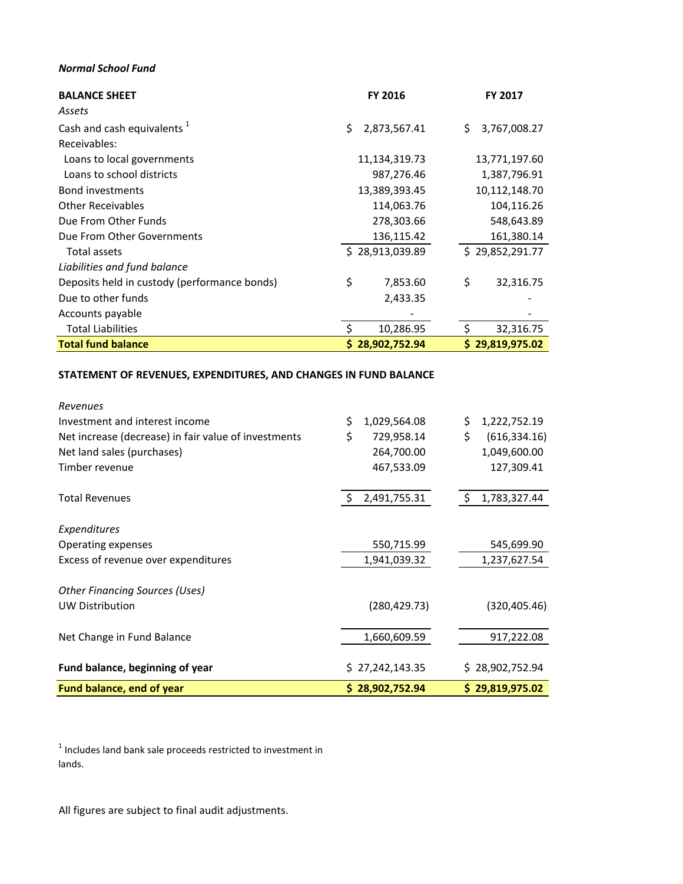*Normal School Fund*

| **BALANCE SHEET** | **FY 2016** | **FY 2017** |
|---|---|---|
| *Assets* | | |
| Cash and cash equivalents [1] | $ 2,873,567.41 | $ 3,767,008.27 |
| Receivables: | | |
| Loans to local governments | 11,134,319.73 | 13,771,197.60 |
| Loans to school districts | 987,276.46 | 1,387,796.91 |
| Bond investments | 13,389,393.45 | 10,112,148.70 |
| Other Receivables | 114,063.76 | 104,116.26 |
| Due From Other Funds | 278,303.66 | 548,643.89 |
| Due From Other Governments | 136,115.42 | 161,380.14 |
| Total assets | $ 28,913,039.89 | $ 29,852,291.77 |
| *Liabilities and fund balance* | | |
| Deposits held in custody (performance bonds) | $ 7,853.60 | $ 32,316.75 |
| Due to other funds | 2,433.35 | - |
| Accounts payable | - | - |
| Total Liabilities | $ 10,286.95 | $ 32,316.75 |
| **Total fund balance** | **$ 28,902,752.94** | **$ 29,819,975.02** |

**STATEMENT OF REVENUES, EXPENDITURES, AND CHANGES IN FUND BALANCE**

| | | |
|---|---|---|
| *Revenues* | | |
| Investment and interest income | $ 1,029,564.08 | $ 1,222,752.19 |
| Net increase (decrease) in fair value of investments | $ 729,958.14 | $ (616,334.16) |
| Net land sales (purchases) | 264,700.00 | 1,049,600.00 |
| Timber revenue | 467,533.09 | 127,309.41 |
| Total Revenues | $ 2,491,755.31 | $ 1,783,327.44 |
| *Expenditures* | | |
| Operating expenses | 550,715.99 | 545,699.90 |
| Excess of revenue over expenditures | 1,941,039.32 | 1,237,627.54 |
| *Other Financing Sources (Uses)* | | |
| UW Distribution | (280,429.73) | (320,405.46) |
| Net Change in Fund Balance | 1,660,609.59 | 917,222.08 |
| **Fund balance, beginning of year** | $ 27,242,143.35 | $ 28,902,752.94 |
| **Fund balance, end of year** | **$ 28,902,752.94** | **$ 29,819,975.02** |

[1] Includes land bank sale proceeds restricted to investment in lands.

All figures are subject to final audit adjustments.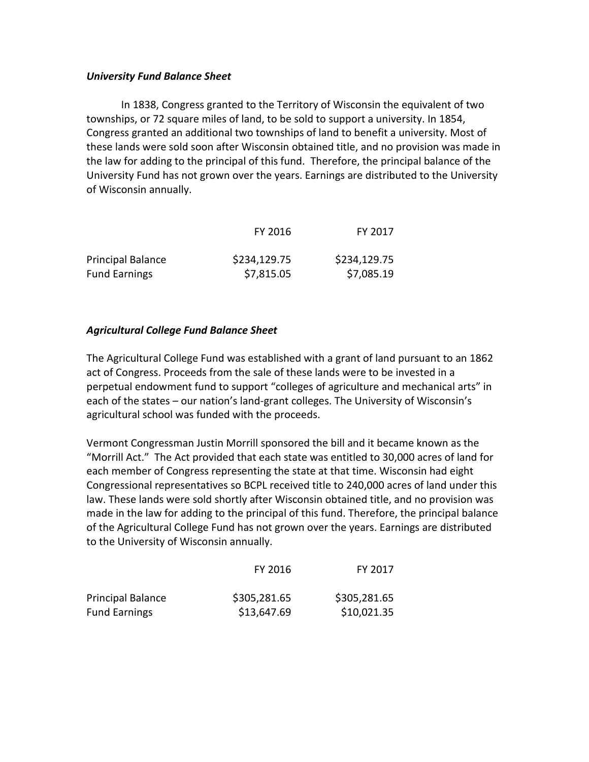***University Fund Balance Sheet***

In 1838, Congress granted to the Territory of Wisconsin the equivalent of two townships, or 72 square miles of land, to be sold to support a university. In 1854, Congress granted an additional two townships of land to benefit a university. Most of these lands were sold soon after Wisconsin obtained title, and no provision was made in the law for adding to the principal of this fund. Therefore, the principal balance of the University Fund has not grown over the years. Earnings are distributed to the University of Wisconsin annually.

| | FY 2016 | FY 2017 |
|---|---|---|
| Principal Balance | $234,129.75 | $234,129.75 |
| Fund Earnings | $7,815.05 | $7,085.19 |

***Agricultural College Fund Balance Sheet***

The Agricultural College Fund was established with a grant of land pursuant to an 1862 act of Congress. Proceeds from the sale of these lands were to be invested in a perpetual endowment fund to support "colleges of agriculture and mechanical arts" in each of the states – our nation's land-grant colleges. The University of Wisconsin's agricultural school was funded with the proceeds.

Vermont Congressman Justin Morrill sponsored the bill and it became known as the "Morrill Act." The Act provided that each state was entitled to 30,000 acres of land for each member of Congress representing the state at that time. Wisconsin had eight Congressional representatives so BCPL received title to 240,000 acres of land under this law. These lands were sold shortly after Wisconsin obtained title, and no provision was made in the law for adding to the principal of this fund. Therefore, the principal balance of the Agricultural College Fund has not grown over the years. Earnings are distributed to the University of Wisconsin annually.

| | FY 2016 | FY 2017 |
|---|---|---|
| Principal Balance | $305,281.65 | $305,281.65 |
| Fund Earnings | $13,647.69 | $10,021.35 |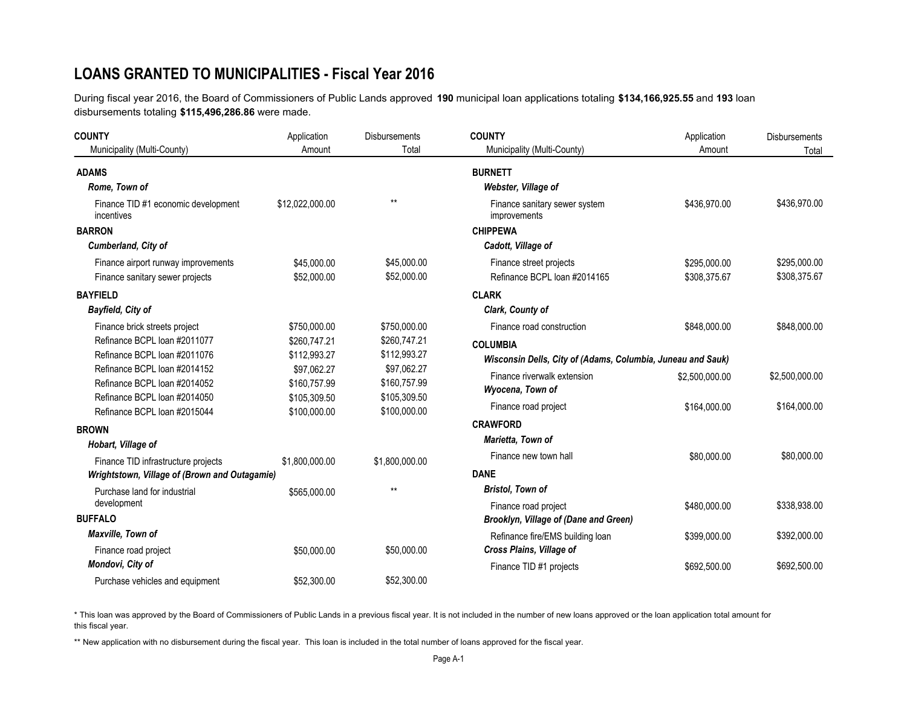## LOANS GRANTED TO MUNICIPALITIES - Fiscal Year 2016

During fiscal year 2016, the Board of Commissioners of Public Lands approved **190** municipal loan applications totaling **$134,166,925.55** and **193** loan disbursements totaling **$115,496,286.86** were made.

| COUNTY<br>Municipality (Multi-County) | Application<br>Amount | Disbursements<br>Total |
|---|---|---|
| **ADAMS** | | |
| ***Rome, Town of*** | | |
| Finance TID #1 economic development incentives | $12,022,000.00 | ** |
| **BARRON** | | |
| ***Cumberland, City of*** | | |
| Finance airport runway improvements | $45,000.00 | $45,000.00 |
| Finance sanitary sewer projects | $52,000.00 | $52,000.00 |
| **BAYFIELD** | | |
| ***Bayfield, City of*** | | |
| Finance brick streets project | $750,000.00 | $750,000.00 |
| Refinance BCPL loan #2011077 | $260,747.21 | $260,747.21 |
| Refinance BCPL loan #2011076 | $112,993.27 | $112,993.27 |
| Refinance BCPL loan #2014152 | $97,062.27 | $97,062.27 |
| Refinance BCPL loan #2014052 | $160,757.99 | $160,757.99 |
| Refinance BCPL loan #2014050 | $105,309.50 | $105,309.50 |
| Refinance BCPL loan #2015044 | $100,000.00 | $100,000.00 |
| **BROWN** | | |
| ***Hobart, Village of*** | | |
| Finance TID infrastructure projects | $1,800,000.00 | $1,800,000.00 |
| ***Wrightstown, Village of (Brown and Outagamie)*** | | |
| Purchase land for industrial development | $565,000.00 | ** |
| **BUFFALO** | | |
| ***Maxville, Town of*** | | |
| Finance road project | $50,000.00 | $50,000.00 |
| ***Mondovi, City of*** | | |
| Purchase vehicles and equipment | $52,300.00 | $52,300.00 |
| **BURNETT** | | |
| ***Webster, Village of*** | | |
| Finance sanitary sewer system improvements | $436,970.00 | $436,970.00 |
| **CHIPPEWA** | | |
| ***Cadott, Village of*** | | |
| Finance street projects | $295,000.00 | $295,000.00 |
| Refinance BCPL loan #2014165 | $308,375.67 | $308,375.67 |
| **CLARK** | | |
| ***Clark, County of*** | | |
| Finance road construction | $848,000.00 | $848,000.00 |
| **COLUMBIA** | | |
| ***Wisconsin Dells, City of (Adams, Columbia, Juneau and Sauk)*** | | |
| Finance riverwalk extension | $2,500,000.00 | $2,500,000.00 |
| ***Wyocena, Town of*** | | |
| Finance road project | $164,000.00 | $164,000.00 |
| **CRAWFORD** | | |
| ***Marietta, Town of*** | | |
| Finance new town hall | $80,000.00 | $80,000.00 |
| **DANE** | | |
| ***Bristol, Town of*** | | |
| Finance road project | $480,000.00 | $338,938.00 |
| ***Brooklyn, Village of (Dane and Green)*** | | |
| Refinance fire/EMS building loan | $399,000.00 | $392,000.00 |
| ***Cross Plains, Village of*** | | |
| Finance TID #1 projects | $692,500.00 | $692,500.00 |

\* This loan was approved by the Board of Commissioners of Public Lands in a previous fiscal year. It is not included in the number of new loans approved or the loan application total amount for this fiscal year.

\*\* New application with no disbursement during the fiscal year. This loan is included in the total number of loans approved for the fiscal year.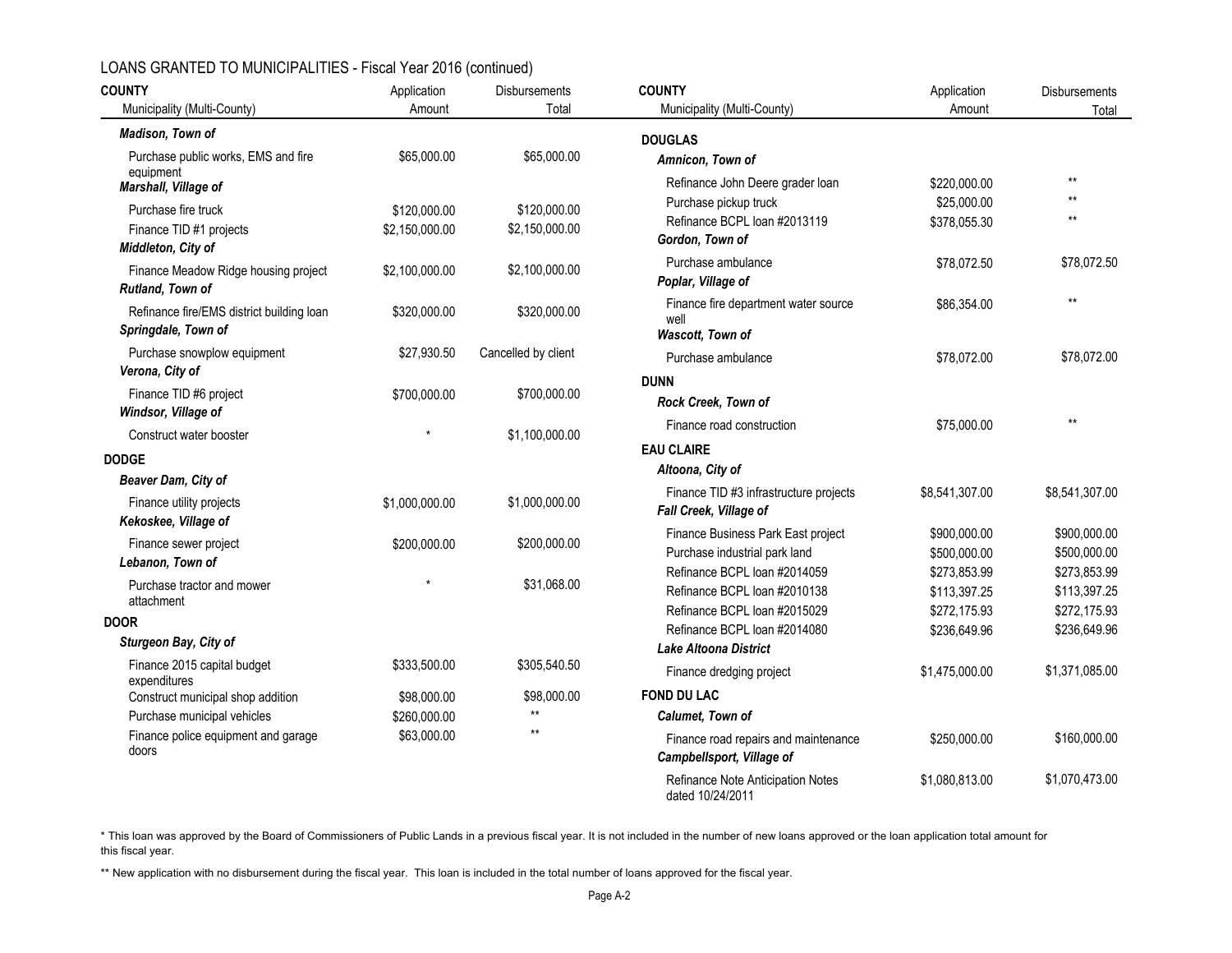## LOANS GRANTED TO MUNICIPALITIES - Fiscal Year 2016 (continued)

| COUNTY<br>Municipality (Multi-County) | Application Amount | Disbursements Total |
|---|---|---|
| ***Madison, Town of*** | | |
| Purchase public works, EMS and fire equipment | $65,000.00 | $65,000.00 |
| ***Marshall, Village of*** | | |
| Purchase fire truck | $120,000.00 | $120,000.00 |
| Finance TID #1 projects | $2,150,000.00 | $2,150,000.00 |
| ***Middleton, City of*** | | |
| Finance Meadow Ridge housing project | $2,100,000.00 | $2,100,000.00 |
| ***Rutland, Town of*** | | |
| Refinance fire/EMS district building loan | $320,000.00 | $320,000.00 |
| ***Springdale, Town of*** | | |
| Purchase snowplow equipment | $27,930.50 | Cancelled by client |
| ***Verona, City of*** | | |
| Finance TID #6 project | $700,000.00 | $700,000.00 |
| ***Windsor, Village of*** | | |
| Construct water booster | * | $1,100,000.00 |
| **DODGE** | | |
| ***Beaver Dam, City of*** | | |
| Finance utility projects | $1,000,000.00 | $1,000,000.00 |
| ***Kekoskee, Village of*** | | |
| Finance sewer project | $200,000.00 | $200,000.00 |
| ***Lebanon, Town of*** | | |
| Purchase tractor and mower attachment | * | $31,068.00 |
| **DOOR** | | |
| ***Sturgeon Bay, City of*** | | |
| Finance 2015 capital budget expenditures | $333,500.00 | $305,540.50 |
| Construct municipal shop addition | $98,000.00 | $98,000.00 |
| Purchase municipal vehicles | $260,000.00 | ** |
| Finance police equipment and garage doors | $63,000.00 | ** |
| **DOUGLAS** | | |
| ***Amnicon, Town of*** | | |
| Refinance John Deere grader loan | $220,000.00 | ** |
| Purchase pickup truck | $25,000.00 | ** |
| Refinance BCPL loan #2013119 | $378,055.30 | ** |
| ***Gordon, Town of*** | | |
| Purchase ambulance | $78,072.50 | $78,072.50 |
| ***Poplar, Village of*** | | |
| Finance fire department water source well | $86,354.00 | ** |
| ***Wascott, Town of*** | | |
| Purchase ambulance | $78,072.00 | $78,072.00 |
| **DUNN** | | |
| ***Rock Creek, Town of*** | | |
| Finance road construction | $75,000.00 | ** |
| **EAU CLAIRE** | | |
| ***Altoona, City of*** | | |
| Finance TID #3 infrastructure projects | $8,541,307.00 | $8,541,307.00 |
| ***Fall Creek, Village of*** | | |
| Finance Business Park East project | $900,000.00 | $900,000.00 |
| Purchase industrial park land | $500,000.00 | $500,000.00 |
| Refinance BCPL loan #2014059 | $273,853.99 | $273,853.99 |
| Refinance BCPL loan #2010138 | $113,397.25 | $113,397.25 |
| Refinance BCPL loan #2015029 | $272,175.93 | $272,175.93 |
| Refinance BCPL loan #2014080 | $236,649.96 | $236,649.96 |
| ***Lake Altoona District*** | | |
| Finance dredging project | $1,475,000.00 | $1,371,085.00 |
| **FOND DU LAC** | | |
| ***Calumet, Town of*** | | |
| Finance road repairs and maintenance | $250,000.00 | $160,000.00 |
| ***Campbellsport, Village of*** | | |
| Refinance Note Anticipation Notes dated 10/24/2011 | $1,080,813.00 | $1,070,473.00 |

* This loan was approved by the Board of Commissioners of Public Lands in a previous fiscal year. It is not included in the number of new loans approved or the loan application total amount for this fiscal year.

** New application with no disbursement during the fiscal year. This loan is included in the total number of loans approved for the fiscal year.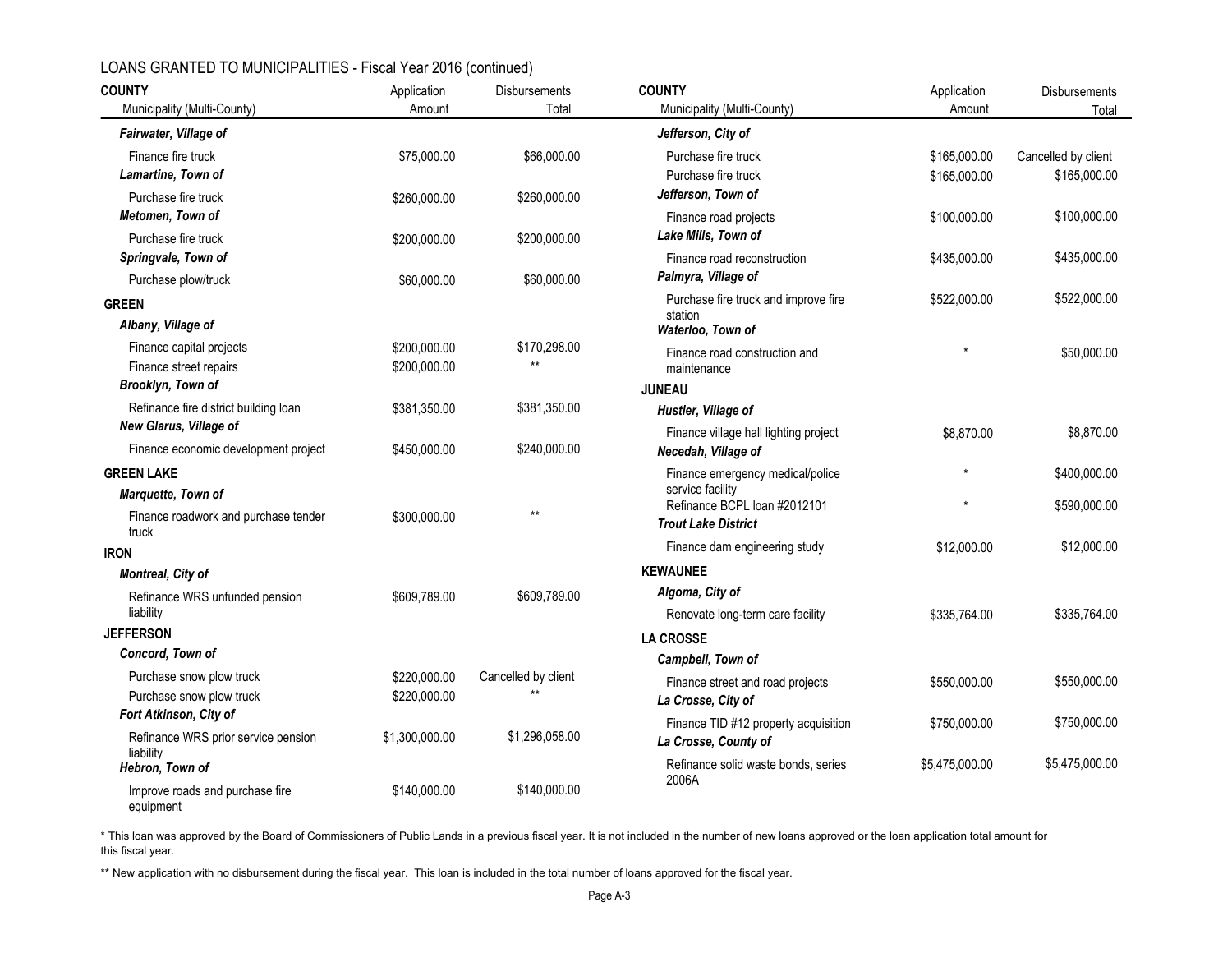## LOANS GRANTED TO MUNICIPALITIES - Fiscal Year 2016 (continued)

| COUNTY<br>Municipality (Multi-County) | Application Amount | Disbursements Total |
|---|---|---|
| ***Fairwater, Village of*** | | |
| Finance fire truck | $75,000.00 | $66,000.00 |
| ***Lamartine, Town of*** | | |
| Purchase fire truck | $260,000.00 | $260,000.00 |
| ***Metomen, Town of*** | | |
| Purchase fire truck | $200,000.00 | $200,000.00 |
| ***Springvale, Town of*** | | |
| Purchase plow/truck | $60,000.00 | $60,000.00 |
| **GREEN** | | |
| ***Albany, Village of*** | | |
| Finance capital projects | $200,000.00 | $170,298.00 |
| Finance street repairs | $200,000.00 | ** |
| ***Brooklyn, Town of*** | | |
| Refinance fire district building loan | $381,350.00 | $381,350.00 |
| ***New Glarus, Village of*** | | |
| Finance economic development project | $450,000.00 | $240,000.00 |
| **GREEN LAKE** | | |
| ***Marquette, Town of*** | | |
| Finance roadwork and purchase tender truck | $300,000.00 | ** |
| **IRON** | | |
| ***Montreal, City of*** | | |
| Refinance WRS unfunded pension liability | $609,789.00 | $609,789.00 |
| **JEFFERSON** | | |
| ***Concord, Town of*** | | |
| Purchase snow plow truck | $220,000.00 | Cancelled by client |
| Purchase snow plow truck | $220,000.00 | ** |
| ***Fort Atkinson, City of*** | | |
| Refinance WRS prior service pension liability | $1,300,000.00 | $1,296,058.00 |
| ***Hebron, Town of*** | | |
| Improve roads and purchase fire equipment | $140,000.00 | $140,000.00 |
| ***Jefferson, City of*** | | |
| Purchase fire truck | $165,000.00 | Cancelled by client |
| Purchase fire truck | $165,000.00 | $165,000.00 |
| ***Jefferson, Town of*** | | |
| Finance road projects | $100,000.00 | $100,000.00 |
| ***Lake Mills, Town of*** | | |
| Finance road reconstruction | $435,000.00 | $435,000.00 |
| ***Palmyra, Village of*** | | |
| Purchase fire truck and improve fire station | $522,000.00 | $522,000.00 |
| ***Waterloo, Town of*** | | |
| Finance road construction and maintenance | * | $50,000.00 |
| **JUNEAU** | | |
| ***Hustler, Village of*** | | |
| Finance village hall lighting project | $8,870.00 | $8,870.00 |
| ***Necedah, Village of*** | | |
| Finance emergency medical/police service facility | * | $400,000.00 |
| Refinance BCPL loan #2012101 | * | $590,000.00 |
| ***Trout Lake District*** | | |
| Finance dam engineering study | $12,000.00 | $12,000.00 |
| **KEWAUNEE** | | |
| ***Algoma, City of*** | | |
| Renovate long-term care facility | $335,764.00 | $335,764.00 |
| **LA CROSSE** | | |
| ***Campbell, Town of*** | | |
| Finance street and road projects | $550,000.00 | $550,000.00 |
| ***La Crosse, City of*** | | |
| Finance TID #12 property acquisition | $750,000.00 | $750,000.00 |
| ***La Crosse, County of*** | | |
| Refinance solid waste bonds, series 2006A | $5,475,000.00 | $5,475,000.00 |

\* This loan was approved by the Board of Commissioners of Public Lands in a previous fiscal year. It is not included in the number of new loans approved or the loan application total amount for this fiscal year.

\** New application with no disbursement during the fiscal year. This loan is included in the total number of loans approved for the fiscal year.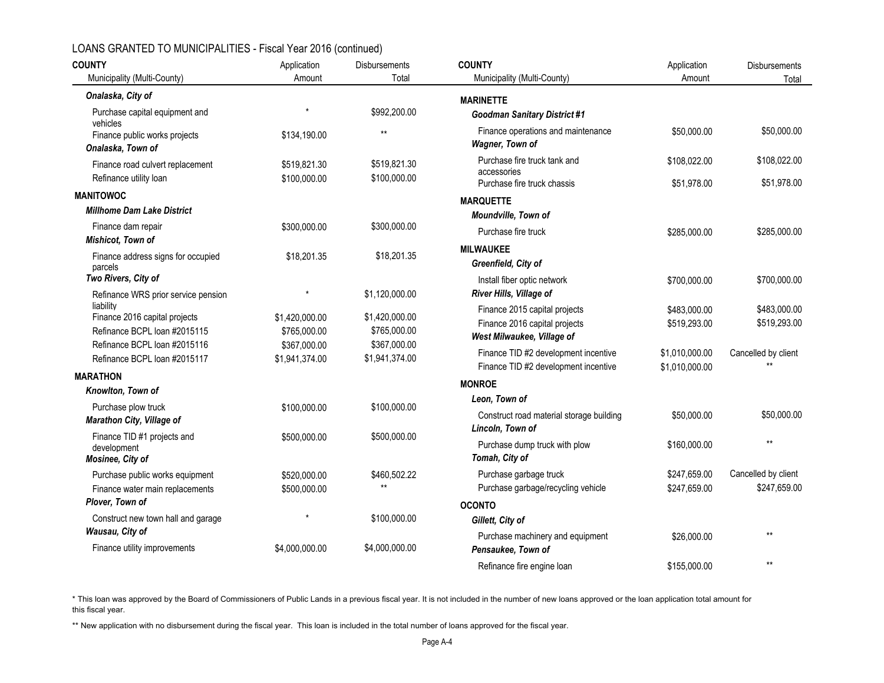## LOANS GRANTED TO MUNICIPALITIES - Fiscal Year 2016 (continued)

| COUNTY<br>Municipality (Multi-County) | Application Amount | Disbursements Total |
|---|---|---|
| ***Onalaska, City of*** | | |
| Purchase capital equipment and vehicles | * | $992,200.00 |
| Finance public works projects | $134,190.00 | ** |
| ***Onalaska, Town of*** | | |
| Finance road culvert replacement | $519,821.30 | $519,821.30 |
| Refinance utility loan | $100,000.00 | $100,000.00 |
| **MANITOWOC** | | |
| ***Millhome Dam Lake District*** | | |
| Finance dam repair | $300,000.00 | $300,000.00 |
| ***Mishicot, Town of*** | | |
| Finance address signs for occupied parcels | $18,201.35 | $18,201.35 |
| ***Two Rivers, City of*** | | |
| Refinance WRS prior service pension liability | * | $1,120,000.00 |
| Finance 2016 capital projects | $1,420,000.00 | $1,420,000.00 |
| Refinance BCPL loan #2015115 | $765,000.00 | $765,000.00 |
| Refinance BCPL loan #2015116 | $367,000.00 | $367,000.00 |
| Refinance BCPL loan #2015117 | $1,941,374.00 | $1,941,374.00 |
| **MARATHON** | | |
| ***Knowlton, Town of*** | | |
| Purchase plow truck | $100,000.00 | $100,000.00 |
| ***Marathon City, Village of*** | | |
| Finance TID #1 projects and development | $500,000.00 | $500,000.00 |
| ***Mosinee, City of*** | | |
| Purchase public works equipment | $520,000.00 | $460,502.22 |
| Finance water main replacements | $500,000.00 | ** |
| ***Plover, Town of*** | | |
| Construct new town hall and garage | * | $100,000.00 |
| ***Wausau, City of*** | | |
| Finance utility improvements | $4,000,000.00 | $4,000,000.00 |
| **MARINETTE** | | |
| ***Goodman Sanitary District #1*** | | |
| Finance operations and maintenance | $50,000.00 | $50,000.00 |
| ***Wagner, Town of*** | | |
| Purchase fire truck tank and accessories | $108,022.00 | $108,022.00 |
| Purchase fire truck chassis | $51,978.00 | $51,978.00 |
| **MARQUETTE** | | |
| ***Moundville, Town of*** | | |
| Purchase fire truck | $285,000.00 | $285,000.00 |
| **MILWAUKEE** | | |
| ***Greenfield, City of*** | | |
| Install fiber optic network | $700,000.00 | $700,000.00 |
| ***River Hills, Village of*** | | |
| Finance 2015 capital projects | $483,000.00 | $483,000.00 |
| Finance 2016 capital projects | $519,293.00 | $519,293.00 |
| ***West Milwaukee, Village of*** | | |
| Finance TID #2 development incentive | $1,010,000.00 | Cancelled by client |
| Finance TID #2 development incentive | $1,010,000.00 | ** |
| **MONROE** | | |
| ***Leon, Town of*** | | |
| Construct road material storage building | $50,000.00 | $50,000.00 |
| ***Lincoln, Town of*** | | |
| Purchase dump truck with plow | $160,000.00 | ** |
| ***Tomah, City of*** | | |
| Purchase garbage truck | $247,659.00 | Cancelled by client |
| Purchase garbage/recycling vehicle | $247,659.00 | $247,659.00 |
| **OCONTO** | | |
| ***Gillett, City of*** | | |
| Purchase machinery and equipment | $26,000.00 | ** |
| ***Pensaukee, Town of*** | | |
| Refinance fire engine loan | $155,000.00 | ** |

* This loan was approved by the Board of Commissioners of Public Lands in a previous fiscal year. It is not included in the number of new loans approved or the loan application total amount for this fiscal year.

** New application with no disbursement during the fiscal year. This loan is included in the total number of loans approved for the fiscal year.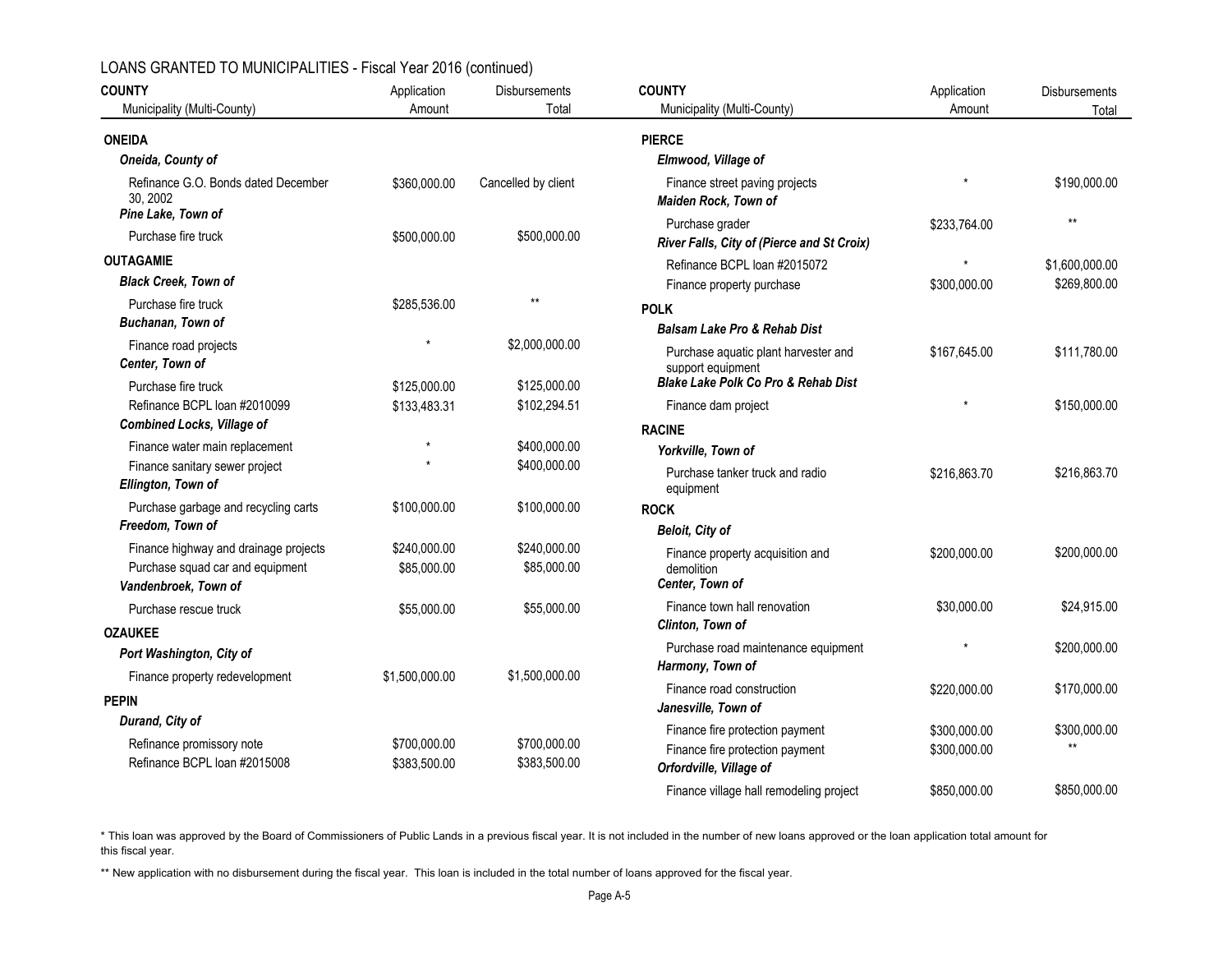## LOANS GRANTED TO MUNICIPALITIES - Fiscal Year 2016 (continued)

| COUNTY<br>Municipality (Multi-County) | Application Amount | Disbursements Total |
|---|---|---|
| **ONEIDA** | | |
| ***Oneida, County of*** | | |
| Refinance G.O. Bonds dated December 30, 2002 | $360,000.00 | Cancelled by client |
| ***Pine Lake, Town of*** | | |
| Purchase fire truck | $500,000.00 | $500,000.00 |
| **OUTAGAMIE** | | |
| ***Black Creek, Town of*** | | |
| Purchase fire truck | $285,536.00 | ** |
| ***Buchanan, Town of*** | | |
| Finance road projects | * | $2,000,000.00 |
| ***Center, Town of*** | | |
| Purchase fire truck | $125,000.00 | $125,000.00 |
| Refinance BCPL loan #2010099 | $133,483.31 | $102,294.51 |
| ***Combined Locks, Village of*** | | |
| Finance water main replacement | * | $400,000.00 |
| Finance sanitary sewer project | * | $400,000.00 |
| ***Ellington, Town of*** | | |
| Purchase garbage and recycling carts | $100,000.00 | $100,000.00 |
| ***Freedom, Town of*** | | |
| Finance highway and drainage projects | $240,000.00 | $240,000.00 |
| Purchase squad car and equipment | $85,000.00 | $85,000.00 |
| ***Vandenbroek, Town of*** | | |
| Purchase rescue truck | $55,000.00 | $55,000.00 |
| **OZAUKEE** | | |
| ***Port Washington, City of*** | | |
| Finance property redevelopment | $1,500,000.00 | $1,500,000.00 |
| **PEPIN** | | |
| ***Durand, City of*** | | |
| Refinance promissory note | $700,000.00 | $700,000.00 |
| Refinance BCPL loan #2015008 | $383,500.00 | $383,500.00 |
| **PIERCE** | | |
| ***Elmwood, Village of*** | | |
| Finance street paving projects | * | $190,000.00 |
| ***Maiden Rock, Town of*** | | |
| Purchase grader | $233,764.00 | ** |
| ***River Falls, City of (Pierce and St Croix)*** | | |
| Refinance BCPL loan #2015072 | * | $1,600,000.00 |
| Finance property purchase | $300,000.00 | $269,800.00 |
| **POLK** | | |
| ***Balsam Lake Pro & Rehab Dist*** | | |
| Purchase aquatic plant harvester and support equipment | $167,645.00 | $111,780.00 |
| ***Blake Lake Polk Co Pro & Rehab Dist*** | | |
| Finance dam project | * | $150,000.00 |
| **RACINE** | | |
| ***Yorkville, Town of*** | | |
| Purchase tanker truck and radio equipment | $216,863.70 | $216,863.70 |
| **ROCK** | | |
| ***Beloit, City of*** | | |
| Finance property acquisition and demolition | $200,000.00 | $200,000.00 |
| ***Center, Town of*** | | |
| Finance town hall renovation | $30,000.00 | $24,915.00 |
| ***Clinton, Town of*** | | |
| Purchase road maintenance equipment | * | $200,000.00 |
| ***Harmony, Town of*** | | |
| Finance road construction | $220,000.00 | $170,000.00 |
| ***Janesville, Town of*** | | |
| Finance fire protection payment | $300,000.00 | $300,000.00 |
| Finance fire protection payment | $300,000.00 | ** |
| ***Orfordville, Village of*** | | |
| Finance village hall remodeling project | $850,000.00 | $850,000.00 |

* This loan was approved by the Board of Commissioners of Public Lands in a previous fiscal year. It is not included in the number of new loans approved or the loan application total amount for this fiscal year.

** New application with no disbursement during the fiscal year. This loan is included in the total number of loans approved for the fiscal year.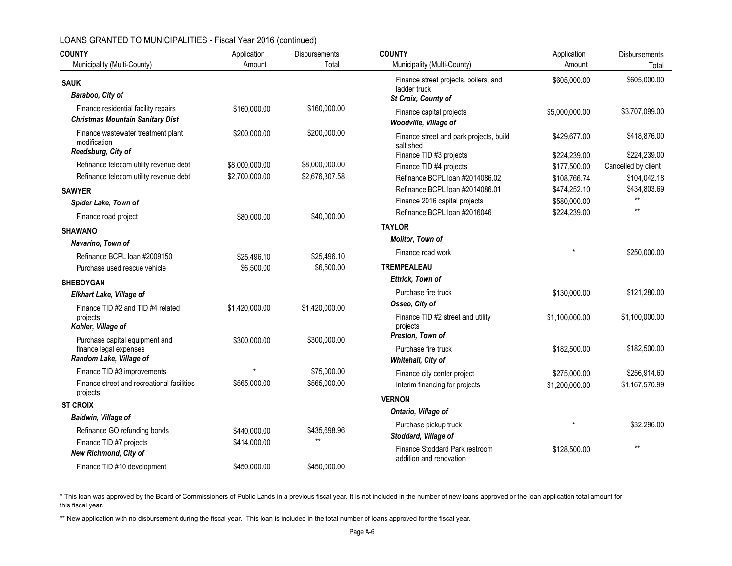## LOANS GRANTED TO MUNICIPALITIES - Fiscal Year 2016 (continued)

| COUNTY<br>Municipality (Multi-County) | Application Amount | Disbursements Total |
|---|---|---|
| **SAUK** | | |
| ***Baraboo, City of*** | | |
| Finance residential facility repairs | $160,000.00 | $160,000.00 |
| ***Christmas Mountain Sanitary Dist*** | | |
| Finance wastewater treatment plant modification | $200,000.00 | $200,000.00 |
| ***Reedsburg, City of*** | | |
| Refinance telecom utility revenue debt | $8,000,000.00 | $8,000,000.00 |
| Refinance telecom utility revenue debt | $2,700,000.00 | $2,676,307.58 |
| **SAWYER** | | |
| ***Spider Lake, Town of*** | | |
| Finance road project | $80,000.00 | $40,000.00 |
| **SHAWANO** | | |
| ***Navarino, Town of*** | | |
| Refinance BCPL loan #2009150 | $25,496.10 | $25,496.10 |
| Purchase used rescue vehicle | $6,500.00 | $6,500.00 |
| **SHEBOYGAN** | | |
| ***Elkhart Lake, Village of*** | | |
| Finance TID #2 and TID #4 related projects | $1,420,000.00 | $1,420,000.00 |
| ***Kohler, Village of*** | | |
| Purchase capital equipment and finance legal expenses | $300,000.00 | $300,000.00 |
| ***Random Lake, Village of*** | | |
| Finance TID #3 improvements | * | $75,000.00 |
| Finance street and recreational facilities projects | $565,000.00 | $565,000.00 |
| **ST CROIX** | | |
| ***Baldwin, Village of*** | | |
| Refinance GO refunding bonds | $440,000.00 | $435,698.96 |
| Finance TID #7 projects | $414,000.00 | ** |
| ***New Richmond, City of*** | | |
| Finance TID #10 development | $450,000.00 | $450,000.00 |
| Finance street projects, boilers, and ladder truck | $605,000.00 | $605,000.00 |
| ***St Croix, County of*** | | |
| Finance capital projects | $5,000,000.00 | $3,707,099.00 |
| ***Woodville, Village of*** | | |
| Finance street and park projects, build salt shed | $429,677.00 | $418,876.00 |
| Finance TID #3 projects | $224,239.00 | $224,239.00 |
| Finance TID #4 projects | $177,500.00 | Cancelled by client |
| Refinance BCPL loan #2014086.02 | $108,766.74 | $104,042.18 |
| Refinance BCPL loan #2014086.01 | $474,252.10 | $434,803.69 |
| Finance 2016 capital projects | $580,000.00 | ** |
| Refinance BCPL loan #2016046 | $224,239.00 | ** |
| **TAYLOR** | | |
| ***Molitor, Town of*** | | |
| Finance road work | * | $250,000.00 |
| **TREMPEALEAU** | | |
| ***Ettrick, Town of*** | | |
| Purchase fire truck | $130,000.00 | $121,280.00 |
| ***Osseo, City of*** | | |
| Finance TID #2 street and utility projects | $1,100,000.00 | $1,100,000.00 |
| ***Preston, Town of*** | | |
| Purchase fire truck | $182,500.00 | $182,500.00 |
| ***Whitehall, City of*** | | |
| Finance city center project | $275,000.00 | $256,914.60 |
| Interim financing for projects | $1,200,000.00 | $1,167,570.99 |
| **VERNON** | | |
| ***Ontario, Village of*** | | |
| Purchase pickup truck | * | $32,296.00 |
| ***Stoddard, Village of*** | | |
| Finance Stoddard Park restroom addition and renovation | $128,500.00 | ** |

\* This loan was approved by the Board of Commissioners of Public Lands in a previous fiscal year. It is not included in the number of new loans approved or the loan application total amount for this fiscal year.

\*\* New application with no disbursement during the fiscal year. This loan is included in the total number of loans approved for the fiscal year.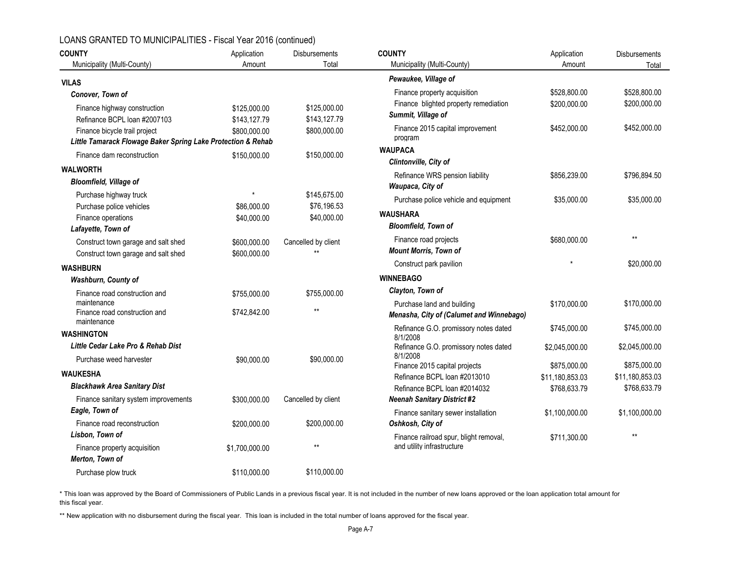## LOANS GRANTED TO MUNICIPALITIES - Fiscal Year 2016 (continued)

| COUNTY / Municipality (Multi-County) | Application Amount | Disbursements Total |
|---|---|---|
| **VILAS** | | |
| ***Conover, Town of*** | | |
| Finance highway construction | $125,000.00 | $125,000.00 |
| Refinance BCPL loan #2007103 | $143,127.79 | $143,127.79 |
| Finance bicycle trail project | $800,000.00 | $800,000.00 |
| ***Little Tamarack Flowage Baker Spring Lake Protection & Rehab*** | | |
| Finance dam reconstruction | $150,000.00 | $150,000.00 |
| **WALWORTH** | | |
| ***Bloomfield, Village of*** | | |
| Purchase highway truck | * | $145,675.00 |
| Purchase police vehicles | $86,000.00 | $76,196.53 |
| Finance operations | $40,000.00 | $40,000.00 |
| ***Lafayette, Town of*** | | |
| Construct town garage and salt shed | $600,000.00 | Cancelled by client |
| Construct town garage and salt shed | $600,000.00 | ** |
| **WASHBURN** | | |
| ***Washburn, County of*** | | |
| Finance road construction and maintenance | $755,000.00 | $755,000.00 |
| Finance road construction and maintenance | $742,842.00 | ** |
| **WASHINGTON** | | |
| ***Little Cedar Lake Pro & Rehab Dist*** | | |
| Purchase weed harvester | $90,000.00 | $90,000.00 |
| **WAUKESHA** | | |
| ***Blackhawk Area Sanitary Dist*** | | |
| Finance sanitary system improvements | $300,000.00 | Cancelled by client |
| ***Eagle, Town of*** | | |
| Finance road reconstruction | $200,000.00 | $200,000.00 |
| ***Lisbon, Town of*** | | |
| Finance property acquisition | $1,700,000.00 | ** |
| ***Merton, Town of*** | | |
| Purchase plow truck | $110,000.00 | $110,000.00 |
| ***Pewaukee, Village of*** | | |
| Finance property acquisition | $528,800.00 | $528,800.00 |
| Finance blighted property remediation | $200,000.00 | $200,000.00 |
| ***Summit, Village of*** | | |
| Finance 2015 capital improvement program | $452,000.00 | $452,000.00 |
| **WAUPACA** | | |
| ***Clintonville, City of*** | | |
| Refinance WRS pension liability | $856,239.00 | $796,894.50 |
| ***Waupaca, City of*** | | |
| Purchase police vehicle and equipment | $35,000.00 | $35,000.00 |
| **WAUSHARA** | | |
| ***Bloomfield, Town of*** | | |
| Finance road projects | $680,000.00 | ** |
| ***Mount Morris, Town of*** | | |
| Construct park pavilion | * | $20,000.00 |
| **WINNEBAGO** | | |
| ***Clayton, Town of*** | | |
| Purchase land and building | $170,000.00 | $170,000.00 |
| ***Menasha, City of (Calumet and Winnebago)*** | | |
| Refinance G.O. promissory notes dated 8/1/2008 | $745,000.00 | $745,000.00 |
| Refinance G.O. promissory notes dated 8/1/2008 | $2,045,000.00 | $2,045,000.00 |
| Finance 2015 capital projects | $875,000.00 | $875,000.00 |
| Refinance BCPL loan #2013010 | $11,180,853.03 | $11,180,853.03 |
| Refinance BCPL loan #2014032 | $768,633.79 | $768,633.79 |
| ***Neenah Sanitary District #2*** | | |
| Finance sanitary sewer installation | $1,100,000.00 | $1,100,000.00 |
| ***Oshkosh, City of*** | | |
| Finance railroad spur, blight removal, and utility infrastructure | $711,300.00 | ** |

* This loan was approved by the Board of Commissioners of Public Lands in a previous fiscal year. It is not included in the number of new loans approved or the loan application total amount for this fiscal year.

** New application with no disbursement during the fiscal year. This loan is included in the total number of loans approved for the fiscal year.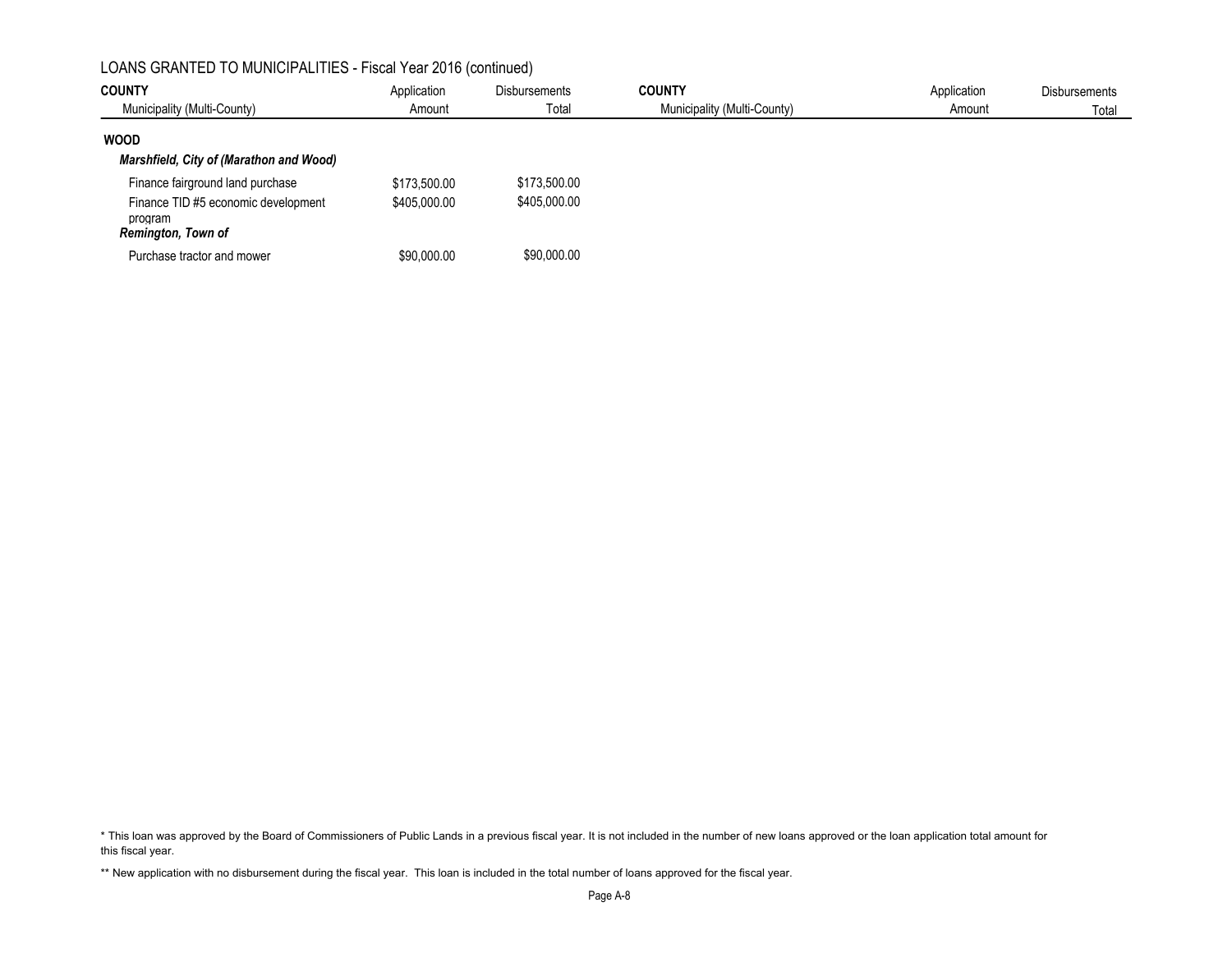## LOANS GRANTED TO MUNICIPALITIES - Fiscal Year 2016 (continued)

| COUNTY<br>Municipality (Multi-County) | Application<br>Amount | Disbursements<br>Total |
|---|---|---|
| **WOOD** | | |
| ***Marshfield, City of (Marathon and Wood)*** | | |
| Finance fairground land purchase | $173,500.00 | $173,500.00 |
| Finance TID #5 economic development program | $405,000.00 | $405,000.00 |
| ***Remington, Town of*** | | |
| Purchase tractor and mower | $90,000.00 | $90,000.00 |

* This loan was approved by the Board of Commissioners of Public Lands in a previous fiscal year. It is not included in the number of new loans approved or the loan application total amount for this fiscal year.

** New application with no disbursement during the fiscal year. This loan is included in the total number of loans approved for the fiscal year.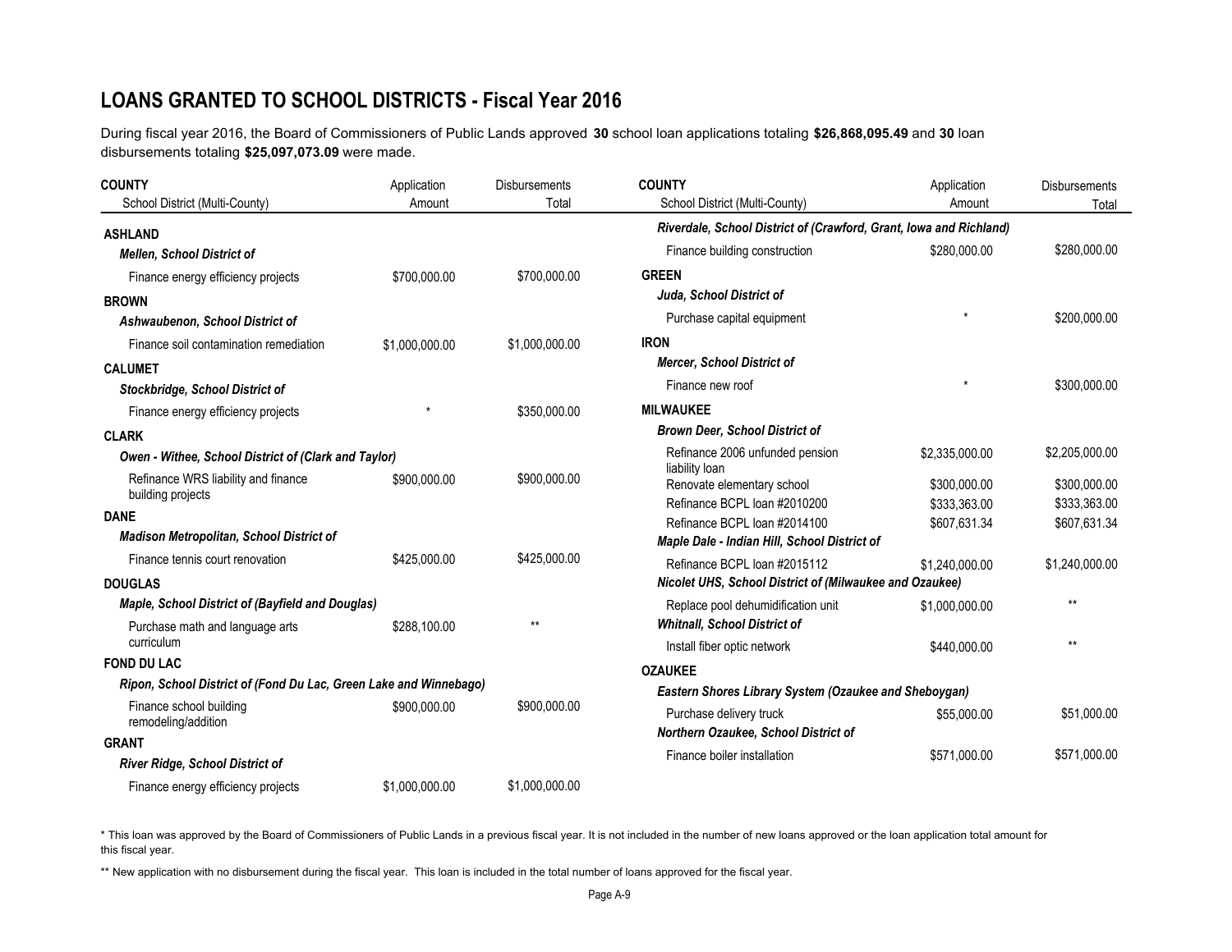## LOANS GRANTED TO SCHOOL DISTRICTS - Fiscal Year 2016

During fiscal year 2016, the Board of Commissioners of Public Lands approved **30** school loan applications totaling **$26,868,095.49** and **30** loan disbursements totaling **$25,097,073.09** were made.

| COUNTY<br>School District (Multi-County) | Application Amount | Disbursements Total |
|---|---|---|
| **ASHLAND** | | |
| ***Mellen, School District of*** | | |
| Finance energy efficiency projects | $700,000.00 | $700,000.00 |
| **BROWN** | | |
| ***Ashwaubenon, School District of*** | | |
| Finance soil contamination remediation | $1,000,000.00 | $1,000,000.00 |
| **CALUMET** | | |
| ***Stockbridge, School District of*** | | |
| Finance energy efficiency projects | * | $350,000.00 |
| **CLARK** | | |
| ***Owen - Withee, School District of (Clark and Taylor)*** | | |
| Refinance WRS liability and finance building projects | $900,000.00 | $900,000.00 |
| **DANE** | | |
| ***Madison Metropolitan, School District of*** | | |
| Finance tennis court renovation | $425,000.00 | $425,000.00 |
| **DOUGLAS** | | |
| ***Maple, School District of (Bayfield and Douglas)*** | | |
| Purchase math and language arts curriculum | $288,100.00 | ** |
| **FOND DU LAC** | | |
| ***Ripon, School District of (Fond Du Lac, Green Lake and Winnebago)*** | | |
| Finance school building remodeling/addition | $900,000.00 | $900,000.00 |
| **GRANT** | | |
| ***River Ridge, School District of*** | | |
| Finance energy efficiency projects | $1,000,000.00 | $1,000,000.00 |
| ***Riverdale, School District of (Crawford, Grant, Iowa and Richland)*** | | |
| Finance building construction | $280,000.00 | $280,000.00 |
| **GREEN** | | |
| ***Juda, School District of*** | | |
| Purchase capital equipment | * | $200,000.00 |
| **IRON** | | |
| ***Mercer, School District of*** | | |
| Finance new roof | * | $300,000.00 |
| **MILWAUKEE** | | |
| ***Brown Deer, School District of*** | | |
| Refinance 2006 unfunded pension liability loan | $2,335,000.00 | $2,205,000.00 |
| Renovate elementary school | $300,000.00 | $300,000.00 |
| Refinance BCPL loan #2010200 | $333,363.00 | $333,363.00 |
| Refinance BCPL loan #2014100 | $607,631.34 | $607,631.34 |
| ***Maple Dale - Indian Hill, School District of*** | | |
| Refinance BCPL loan #2015112 | $1,240,000.00 | $1,240,000.00 |
| ***Nicolet UHS, School District of (Milwaukee and Ozaukee)*** | | |
| Replace pool dehumidification unit | $1,000,000.00 | ** |
| ***Whitnall, School District of*** | | |
| Install fiber optic network | $440,000.00 | ** |
| **OZAUKEE** | | |
| ***Eastern Shores Library System (Ozaukee and Sheboygan)*** | | |
| Purchase delivery truck | $55,000.00 | $51,000.00 |
| ***Northern Ozaukee, School District of*** | | |
| Finance boiler installation | $571,000.00 | $571,000.00 |

* This loan was approved by the Board of Commissioners of Public Lands in a previous fiscal year. It is not included in the number of new loans approved or the loan application total amount for this fiscal year.

** New application with no disbursement during the fiscal year. This loan is included in the total number of loans approved for the fiscal year.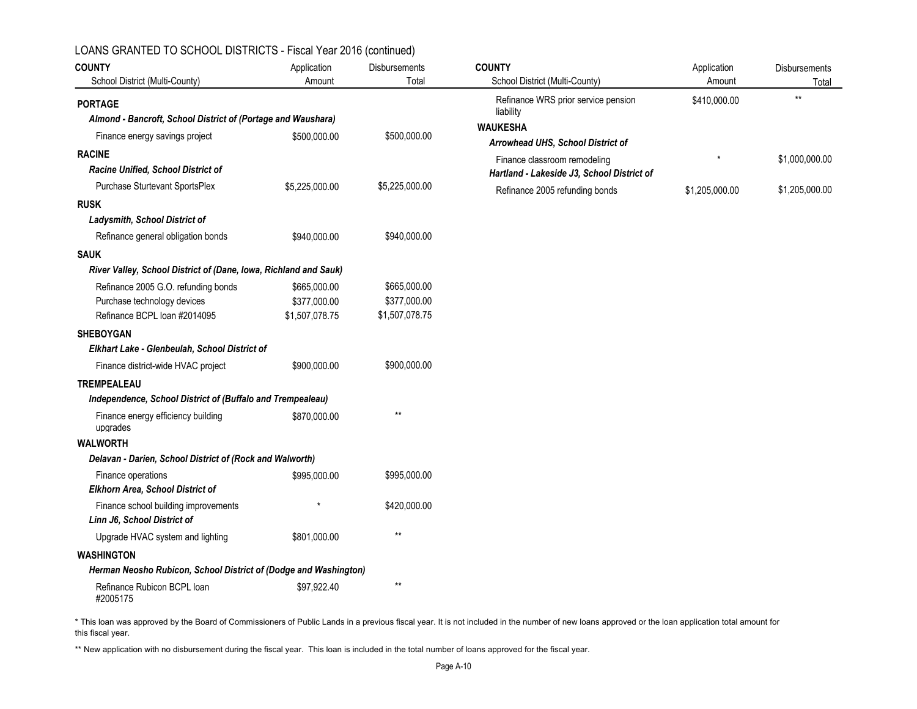## LOANS GRANTED TO SCHOOL DISTRICTS - Fiscal Year 2016 (continued)

| COUNTY<br>School District (Multi-County) | Application Amount | Disbursements Total |
|---|---|---|
| **PORTAGE** | | |
| ***Almond - Bancroft, School District of (Portage and Waushara)*** | | |
| Finance energy savings project | $500,000.00 | $500,000.00 |
| **RACINE** | | |
| ***Racine Unified, School District of*** | | |
| Purchase Sturtevant SportsPlex | $5,225,000.00 | $5,225,000.00 |
| **RUSK** | | |
| ***Ladysmith, School District of*** | | |
| Refinance general obligation bonds | $940,000.00 | $940,000.00 |
| **SAUK** | | |
| ***River Valley, School District of (Dane, Iowa, Richland and Sauk)*** | | |
| Refinance 2005 G.O. refunding bonds | $665,000.00 | $665,000.00 |
| Purchase technology devices | $377,000.00 | $377,000.00 |
| Refinance BCPL loan #2014095 | $1,507,078.75 | $1,507,078.75 |
| **SHEBOYGAN** | | |
| ***Elkhart Lake - Glenbeulah, School District of*** | | |
| Finance district-wide HVAC project | $900,000.00 | $900,000.00 |
| **TREMPEALEAU** | | |
| ***Independence, School District of (Buffalo and Trempealeau)*** | | |
| Finance energy efficiency building upgrades | $870,000.00 | ** |
| **WALWORTH** | | |
| ***Delavan - Darien, School District of (Rock and Walworth)*** | | |
| Finance operations | $995,000.00 | $995,000.00 |
| ***Elkhorn Area, School District of*** | | |
| Finance school building improvements | * | $420,000.00 |
| ***Linn J6, School District of*** | | |
| Upgrade HVAC system and lighting | $801,000.00 | ** |
| **WASHINGTON** | | |
| ***Herman Neosho Rubicon, School District of (Dodge and Washington)*** | | |
| Refinance Rubicon BCPL loan #2005175 | $97,922.40 | ** |
| Refinance WRS prior service pension liability | $410,000.00 | ** |
| **WAUKESHA** | | |
| ***Arrowhead UHS, School District of*** | | |
| Finance classroom remodeling | * | $1,000,000.00 |
| ***Hartland - Lakeside J3, School District of*** | | |
| Refinance 2005 refunding bonds | $1,205,000.00 | $1,205,000.00 |

\* This loan was approved by the Board of Commissioners of Public Lands in a previous fiscal year. It is not included in the number of new loans approved or the loan application total amount for this fiscal year.

\*\* New application with no disbursement during the fiscal year. This loan is included in the total number of loans approved for the fiscal year.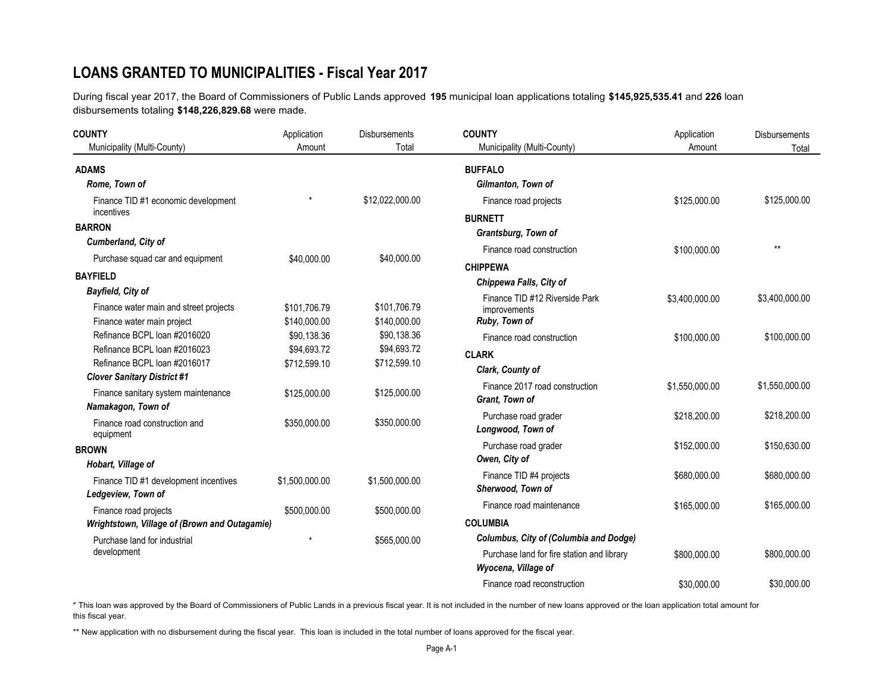# LOANS GRANTED TO MUNICIPALITIES - Fiscal Year 2017

During fiscal year 2017, the Board of Commissioners of Public Lands approved **195** municipal loan applications totaling **$145,925,535.41** and **226** loan disbursements totaling **$148,226,829.68** were made.

| COUNTY<br>Municipality (Multi-County) | Application<br>Amount | Disbursements<br>Total |
|---|---|---|
| **ADAMS** | | |
| ***Rome, Town of*** | | |
| Finance TID #1 economic development incentives | * | $12,022,000.00 |
| **BARRON** | | |
| ***Cumberland, City of*** | | |
| Purchase squad car and equipment | $40,000.00 | $40,000.00 |
| **BAYFIELD** | | |
| ***Bayfield, City of*** | | |
| Finance water main and street projects | $101,706.79 | $101,706.79 |
| Finance water main project | $140,000.00 | $140,000.00 |
| Refinance BCPL loan #2016020 | $90,138.36 | $90,138.36 |
| Refinance BCPL loan #2016023 | $94,693.72 | $94,693.72 |
| Refinance BCPL loan #2016017 | $712,599.10 | $712,599.10 |
| ***Clover Sanitary District #1*** | | |
| Finance sanitary system maintenance | $125,000.00 | $125,000.00 |
| ***Namakagon, Town of*** | | |
| Finance road construction and equipment | $350,000.00 | $350,000.00 |
| **BROWN** | | |
| ***Hobart, Village of*** | | |
| Finance TID #1 development incentives | $1,500,000.00 | $1,500,000.00 |
| ***Ledgeview, Town of*** | | |
| Finance road projects | $500,000.00 | $500,000.00 |
| ***Wrightstown, Village of (Brown and Outagamie)*** | | |
| Purchase land for industrial development | * | $565,000.00 |
| **BUFFALO** | | |
| ***Gilmanton, Town of*** | | |
| Finance road projects | $125,000.00 | $125,000.00 |
| **BURNETT** | | |
| ***Grantsburg, Town of*** | | |
| Finance road construction | $100,000.00 | ** |
| **CHIPPEWA** | | |
| ***Chippewa Falls, City of*** | | |
| Finance TID #12 Riverside Park improvements | $3,400,000.00 | $3,400,000.00 |
| ***Ruby, Town of*** | | |
| Finance road construction | $100,000.00 | $100,000.00 |
| **CLARK** | | |
| ***Clark, County of*** | | |
| Finance 2017 road construction | $1,550,000.00 | $1,550,000.00 |
| ***Grant, Town of*** | | |
| Purchase road grader | $218,200.00 | $218,200.00 |
| ***Longwood, Town of*** | | |
| Purchase road grader | $152,000.00 | $150,630.00 |
| ***Owen, City of*** | | |
| Finance TID #4 projects | $680,000.00 | $680,000.00 |
| ***Sherwood, Town of*** | | |
| Finance road maintenance | $165,000.00 | $165,000.00 |
| **COLUMBIA** | | |
| ***Columbus, City of (Columbia and Dodge)*** | | |
| Purchase land for fire station and library | $800,000.00 | $800,000.00 |
| ***Wyocena, Village of*** | | |
| Finance road reconstruction | $30,000.00 | $30,000.00 |

\* This loan was approved by the Board of Commissioners of Public Lands in a previous fiscal year. It is not included in the number of new loans approved or the loan application total amount for this fiscal year.

** New application with no disbursement during the fiscal year. This loan is included in the total number of loans approved for the fiscal year.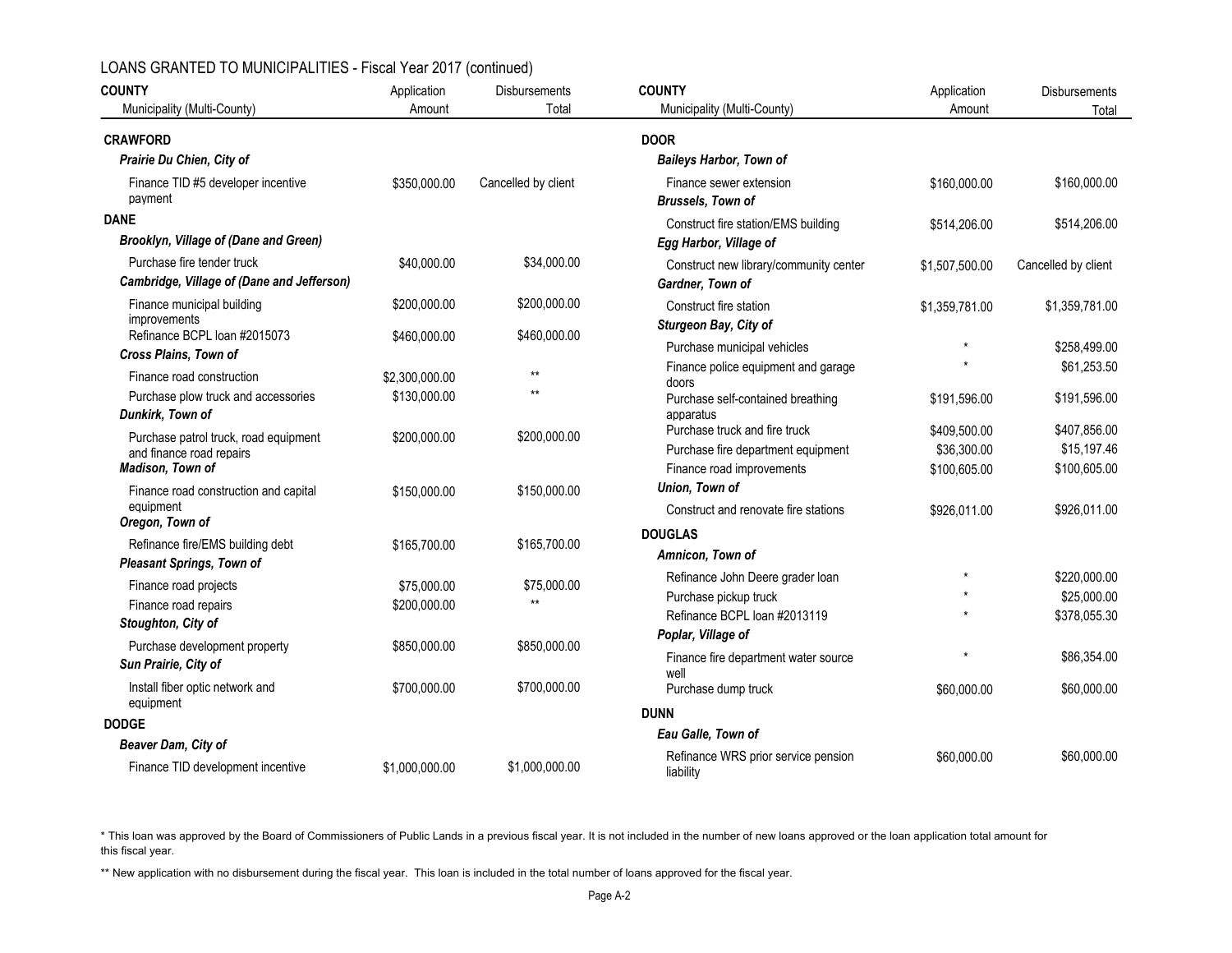## LOANS GRANTED TO MUNICIPALITIES - Fiscal Year 2017 (continued)

| COUNTY<br>Municipality (Multi-County) | Application Amount | Disbursements Total |
|---|---|---|
| **CRAWFORD** | | |
| ***Prairie Du Chien, City of*** | | |
| Finance TID #5 developer incentive payment | $350,000.00 | Cancelled by client |
| **DANE** | | |
| ***Brooklyn, Village of (Dane and Green)*** | | |
| Purchase fire tender truck | $40,000.00 | $34,000.00 |
| ***Cambridge, Village of (Dane and Jefferson)*** | | |
| Finance municipal building improvements | $200,000.00 | $200,000.00 |
| Refinance BCPL loan #2015073 | $460,000.00 | $460,000.00 |
| ***Cross Plains, Town of*** | | |
| Finance road construction | $2,300,000.00 | ** |
| Purchase plow truck and accessories | $130,000.00 | ** |
| ***Dunkirk, Town of*** | | |
| Purchase patrol truck, road equipment and finance road repairs | $200,000.00 | $200,000.00 |
| ***Madison, Town of*** | | |
| Finance road construction and capital equipment | $150,000.00 | $150,000.00 |
| ***Oregon, Town of*** | | |
| Refinance fire/EMS building debt | $165,700.00 | $165,700.00 |
| ***Pleasant Springs, Town of*** | | |
| Finance road projects | $75,000.00 | $75,000.00 |
| Finance road repairs | $200,000.00 | ** |
| ***Stoughton, City of*** | | |
| Purchase development property | $850,000.00 | $850,000.00 |
| ***Sun Prairie, City of*** | | |
| Install fiber optic network and equipment | $700,000.00 | $700,000.00 |
| **DODGE** | | |
| ***Beaver Dam, City of*** | | |
| Finance TID development incentive | $1,000,000.00 | $1,000,000.00 |
| **DOOR** | | |
| ***Baileys Harbor, Town of*** | | |
| Finance sewer extension | $160,000.00 | $160,000.00 |
| ***Brussels, Town of*** | | |
| Construct fire station/EMS building | $514,206.00 | $514,206.00 |
| ***Egg Harbor, Village of*** | | |
| Construct new library/community center | $1,507,500.00 | Cancelled by client |
| ***Gardner, Town of*** | | |
| Construct fire station | $1,359,781.00 | $1,359,781.00 |
| ***Sturgeon Bay, City of*** | | |
| Purchase municipal vehicles | * | $258,499.00 |
| Finance police equipment and garage doors | * | $61,253.50 |
| Purchase self-contained breathing apparatus | $191,596.00 | $191,596.00 |
| Purchase truck and fire truck | $409,500.00 | $407,856.00 |
| Purchase fire department equipment | $36,300.00 | $15,197.46 |
| Finance road improvements | $100,605.00 | $100,605.00 |
| ***Union, Town of*** | | |
| Construct and renovate fire stations | $926,011.00 | $926,011.00 |
| **DOUGLAS** | | |
| ***Amnicon, Town of*** | | |
| Refinance John Deere grader loan | * | $220,000.00 |
| Purchase pickup truck | * | $25,000.00 |
| Refinance BCPL loan #2013119 | * | $378,055.30 |
| ***Poplar, Village of*** | | |
| Finance fire department water source well | * | $86,354.00 |
| Purchase dump truck | $60,000.00 | $60,000.00 |
| **DUNN** | | |
| ***Eau Galle, Town of*** | | |
| Refinance WRS prior service pension liability | $60,000.00 | $60,000.00 |

* This loan was approved by the Board of Commissioners of Public Lands in a previous fiscal year. It is not included in the number of new loans approved or the loan application total amount for this fiscal year.

** New application with no disbursement during the fiscal year. This loan is included in the total number of loans approved for the fiscal year.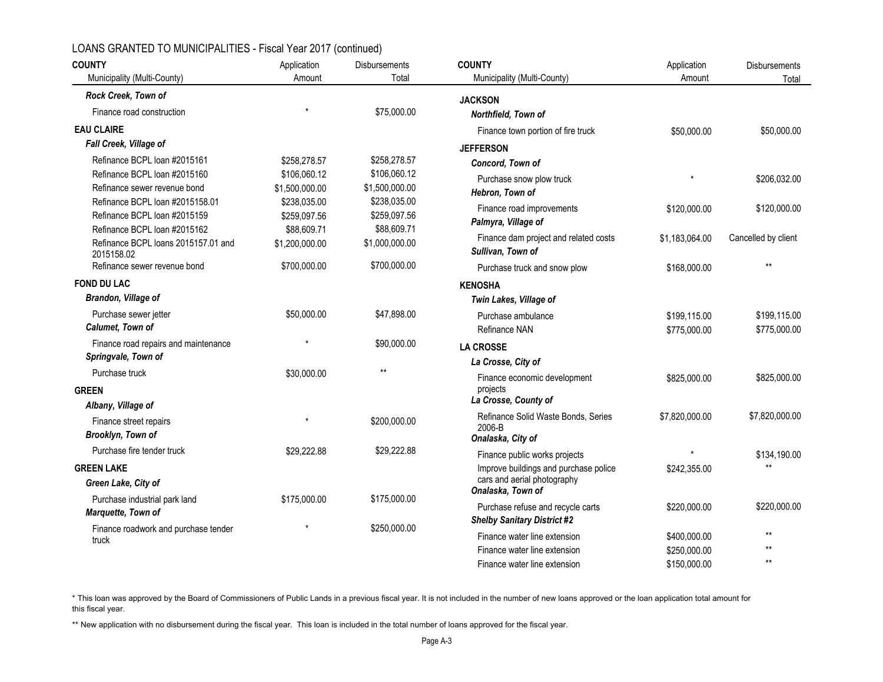## LOANS GRANTED TO MUNICIPALITIES - Fiscal Year 2017 (continued)

| COUNTY<br>Municipality (Multi-County) | Application Amount | Disbursements Total |
|---|---|---|
| ***Rock Creek, Town of*** | | |
| Finance road construction | * | $75,000.00 |
| **EAU CLAIRE** | | |
| ***Fall Creek, Village of*** | | |
| Refinance BCPL loan #2015161 | $258,278.57 | $258,278.57 |
| Refinance BCPL loan #2015160 | $106,060.12 | $106,060.12 |
| Refinance sewer revenue bond | $1,500,000.00 | $1,500,000.00 |
| Refinance BCPL loan #2015158.01 | $238,035.00 | $238,035.00 |
| Refinance BCPL loan #2015159 | $259,097.56 | $259,097.56 |
| Refinance BCPL loan #2015162 | $88,609.71 | $88,609.71 |
| Refinance BCPL loans 2015157.01 and 2015158.02 | $1,200,000.00 | $1,000,000.00 |
| Refinance sewer revenue bond | $700,000.00 | $700,000.00 |
| **FOND DU LAC** | | |
| ***Brandon, Village of*** | | |
| Purchase sewer jetter | $50,000.00 | $47,898.00 |
| ***Calumet, Town of*** | | |
| Finance road repairs and maintenance | * | $90,000.00 |
| ***Springvale, Town of*** | | |
| Purchase truck | $30,000.00 | ** |
| **GREEN** | | |
| ***Albany, Village of*** | | |
| Finance street repairs | * | $200,000.00 |
| ***Brooklyn, Town of*** | | |
| Purchase fire tender truck | $29,222.88 | $29,222.88 |
| **GREEN LAKE** | | |
| ***Green Lake, City of*** | | |
| Purchase industrial park land | $175,000.00 | $175,000.00 |
| ***Marquette, Town of*** | | |
| Finance roadwork and purchase tender truck | * | $250,000.00 |
| **JACKSON** | | |
| ***Northfield, Town of*** | | |
| Finance town portion of fire truck | $50,000.00 | $50,000.00 |
| **JEFFERSON** | | |
| ***Concord, Town of*** | | |
| Purchase snow plow truck | * | $206,032.00 |
| ***Hebron, Town of*** | | |
| Finance road improvements | $120,000.00 | $120,000.00 |
| ***Palmyra, Village of*** | | |
| Finance dam project and related costs | $1,183,064.00 | Cancelled by client |
| ***Sullivan, Town of*** | | |
| Purchase truck and snow plow | $168,000.00 | ** |
| **KENOSHA** | | |
| ***Twin Lakes, Village of*** | | |
| Purchase ambulance | $199,115.00 | $199,115.00 |
| Refinance NAN | $775,000.00 | $775,000.00 |
| **LA CROSSE** | | |
| ***La Crosse, City of*** | | |
| Finance economic development projects | $825,000.00 | $825,000.00 |
| ***La Crosse, County of*** | | |
| Refinance Solid Waste Bonds, Series 2006-B | $7,820,000.00 | $7,820,000.00 |
| ***Onalaska, City of*** | | |
| Finance public works projects | * | $134,190.00 |
| Improve buildings and purchase police cars and aerial photography | $242,355.00 | ** |
| ***Onalaska, Town of*** | | |
| Purchase refuse and recycle carts | $220,000.00 | $220,000.00 |
| ***Shelby Sanitary District #2*** | | |
| Finance water line extension | $400,000.00 | ** |
| Finance water line extension | $250,000.00 | ** |
| Finance water line extension | $150,000.00 | ** |

\* This loan was approved by the Board of Commissioners of Public Lands in a previous fiscal year. It is not included in the number of new loans approved or the loan application total amount for this fiscal year.

\** New application with no disbursement during the fiscal year. This loan is included in the total number of loans approved for the fiscal year.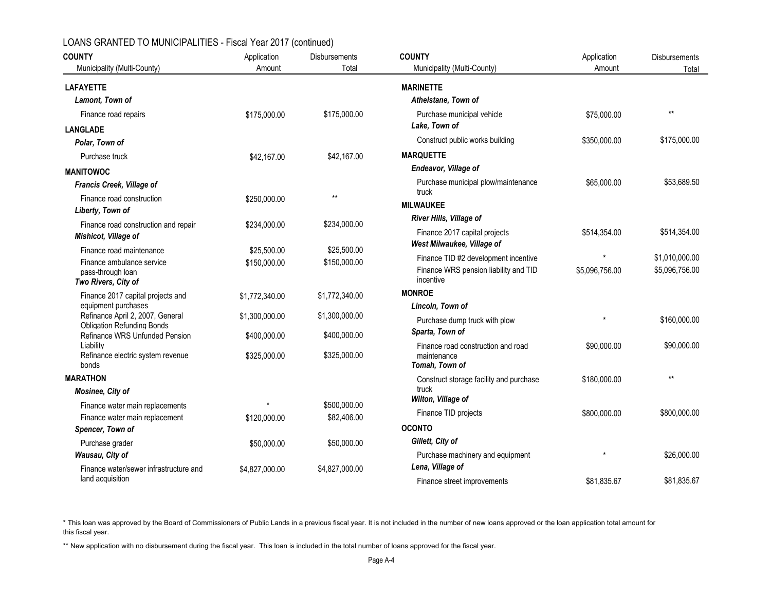## LOANS GRANTED TO MUNICIPALITIES - Fiscal Year 2017 (continued)

| COUNTY<br>Municipality (Multi-County) | Application Amount | Disbursements Total |
|---|---|---|
| **LAFAYETTE** | | |
| ***Lamont, Town of*** | | |
| Finance road repairs | $175,000.00 | $175,000.00 |
| **LANGLADE** | | |
| ***Polar, Town of*** | | |
| Purchase truck | $42,167.00 | $42,167.00 |
| **MANITOWOC** | | |
| ***Francis Creek, Village of*** | | |
| Finance road construction | $250,000.00 | ** |
| ***Liberty, Town of*** | | |
| Finance road construction and repair | $234,000.00 | $234,000.00 |
| ***Mishicot, Village of*** | | |
| Finance road maintenance | $25,500.00 | $25,500.00 |
| Finance ambulance service pass-through loan | $150,000.00 | $150,000.00 |
| ***Two Rivers, City of*** | | |
| Finance 2017 capital projects and equipment purchases | $1,772,340.00 | $1,772,340.00 |
| Refinance April 2, 2007, General Obligation Refunding Bonds | $1,300,000.00 | $1,300,000.00 |
| Refinance WRS Unfunded Pension Liability | $400,000.00 | $400,000.00 |
| Refinance electric system revenue bonds | $325,000.00 | $325,000.00 |
| **MARATHON** | | |
| ***Mosinee, City of*** | | |
| Finance water main replacements | * | $500,000.00 |
| Finance water main replacement | $120,000.00 | $82,406.00 |
| ***Spencer, Town of*** | | |
| Purchase grader | $50,000.00 | $50,000.00 |
| ***Wausau, City of*** | | |
| Finance water/sewer infrastructure and land acquisition | $4,827,000.00 | $4,827,000.00 |
| **MARINETTE** | | |
| ***Athelstane, Town of*** | | |
| Purchase municipal vehicle | $75,000.00 | ** |
| ***Lake, Town of*** | | |
| Construct public works building | $350,000.00 | $175,000.00 |
| **MARQUETTE** | | |
| ***Endeavor, Village of*** | | |
| Purchase municipal plow/maintenance truck | $65,000.00 | $53,689.50 |
| **MILWAUKEE** | | |
| ***River Hills, Village of*** | | |
| Finance 2017 capital projects | $514,354.00 | $514,354.00 |
| ***West Milwaukee, Village of*** | | |
| Finance TID #2 development incentive | * | $1,010,000.00 |
| Finance WRS pension liability and TID incentive | $5,096,756.00 | $5,096,756.00 |
| **MONROE** | | |
| ***Lincoln, Town of*** | | |
| Purchase dump truck with plow | * | $160,000.00 |
| ***Sparta, Town of*** | | |
| Finance road construction and road maintenance | $90,000.00 | $90,000.00 |
| ***Tomah, Town of*** | | |
| Construct storage facility and purchase truck | $180,000.00 | ** |
| ***Wilton, Village of*** | | |
| Finance TID projects | $800,000.00 | $800,000.00 |
| **OCONTO** | | |
| ***Gillett, City of*** | | |
| Purchase machinery and equipment | * | $26,000.00 |
| ***Lena, Village of*** | | |
| Finance street improvements | $81,835.67 | $81,835.67 |

* This loan was approved by the Board of Commissioners of Public Lands in a previous fiscal year. It is not included in the number of new loans approved or the loan application total amount for this fiscal year.

** New application with no disbursement during the fiscal year. This loan is included in the total number of loans approved for the fiscal year.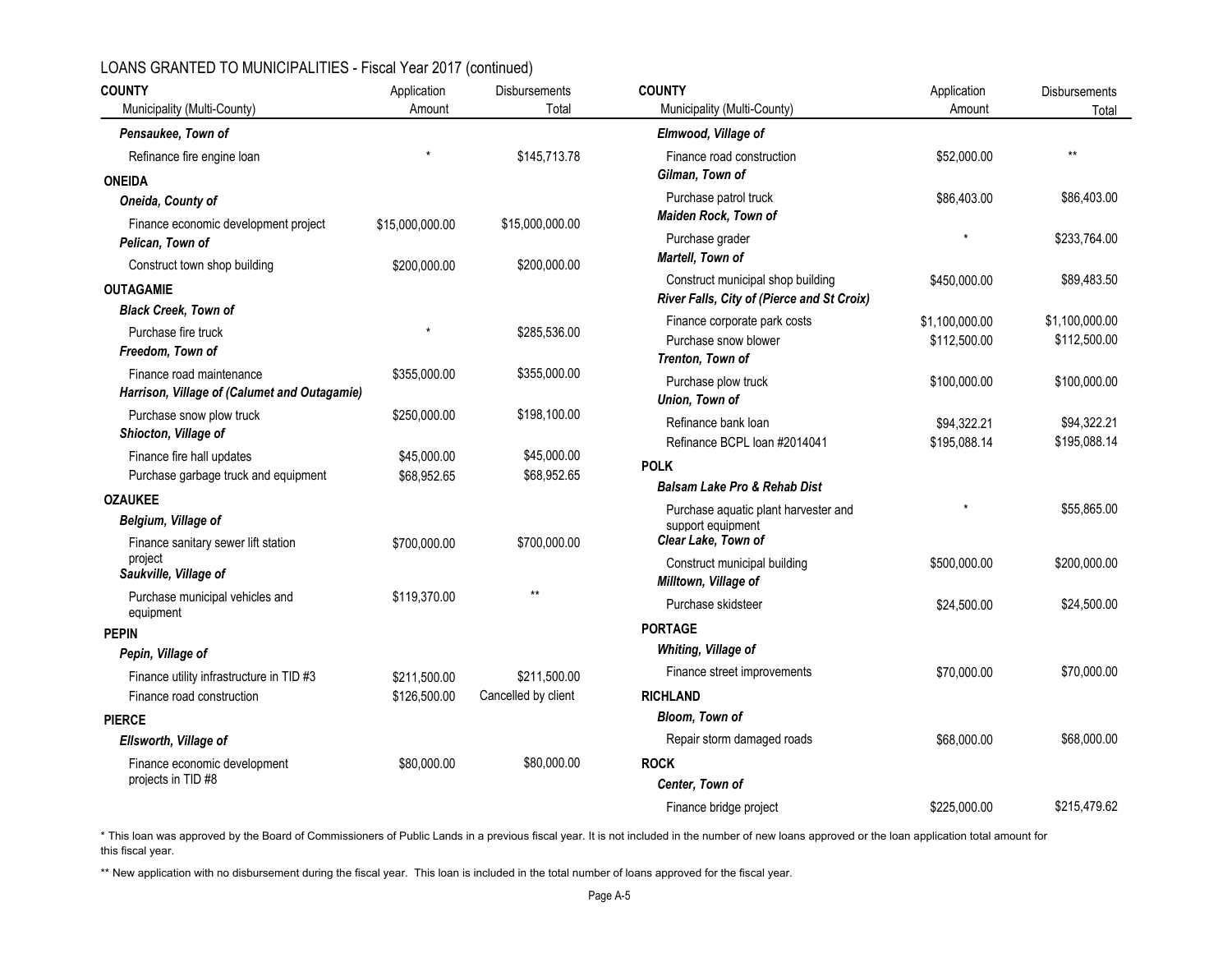## LOANS GRANTED TO MUNICIPALITIES - Fiscal Year 2017 (continued)

| COUNTY<br>Municipality (Multi-County) | Application Amount | Disbursements Total |
|---|---|---|
| *Pensaukee, Town of* | | |
| Refinance fire engine loan | * | $145,713.78 |
| **ONEIDA** | | |
| *Oneida, County of* | | |
| Finance economic development project | $15,000,000.00 | $15,000,000.00 |
| *Pelican, Town of* | | |
| Construct town shop building | $200,000.00 | $200,000.00 |
| **OUTAGAMIE** | | |
| *Black Creek, Town of* | | |
| Purchase fire truck | * | $285,536.00 |
| *Freedom, Town of* | | |
| Finance road maintenance | $355,000.00 | $355,000.00 |
| *Harrison, Village of (Calumet and Outagamie)* | | |
| Purchase snow plow truck | $250,000.00 | $198,100.00 |
| *Shiocton, Village of* | | |
| Finance fire hall updates | $45,000.00 | $45,000.00 |
| Purchase garbage truck and equipment | $68,952.65 | $68,952.65 |
| **OZAUKEE** | | |
| *Belgium, Village of* | | |
| Finance sanitary sewer lift station project | $700,000.00 | $700,000.00 |
| *Saukville, Village of* | | |
| Purchase municipal vehicles and equipment | $119,370.00 | ** |
| **PEPIN** | | |
| *Pepin, Village of* | | |
| Finance utility infrastructure in TID #3 | $211,500.00 | $211,500.00 |
| Finance road construction | $126,500.00 | Cancelled by client |
| **PIERCE** | | |
| *Ellsworth, Village of* | | |
| Finance economic development projects in TID #8 | $80,000.00 | $80,000.00 |
| *Elmwood, Village of* | | |
| Finance road construction | $52,000.00 | ** |
| *Gilman, Town of* | | |
| Purchase patrol truck | $86,403.00 | $86,403.00 |
| *Maiden Rock, Town of* | | |
| Purchase grader | * | $233,764.00 |
| *Martell, Town of* | | |
| Construct municipal shop building | $450,000.00 | $89,483.50 |
| *River Falls, City of (Pierce and St Croix)* | | |
| Finance corporate park costs | $1,100,000.00 | $1,100,000.00 |
| Purchase snow blower | $112,500.00 | $112,500.00 |
| *Trenton, Town of* | | |
| Purchase plow truck | $100,000.00 | $100,000.00 |
| *Union, Town of* | | |
| Refinance bank loan | $94,322.21 | $94,322.21 |
| Refinance BCPL loan #2014041 | $195,088.14 | $195,088.14 |
| **POLK** | | |
| *Balsam Lake Pro & Rehab Dist* | | |
| Purchase aquatic plant harvester and support equipment | * | $55,865.00 |
| *Clear Lake, Town of* | | |
| Construct municipal building | $500,000.00 | $200,000.00 |
| *Milltown, Village of* | | |
| Purchase skidsteer | $24,500.00 | $24,500.00 |
| **PORTAGE** | | |
| *Whiting, Village of* | | |
| Finance street improvements | $70,000.00 | $70,000.00 |
| **RICHLAND** | | |
| *Bloom, Town of* | | |
| Repair storm damaged roads | $68,000.00 | $68,000.00 |
| **ROCK** | | |
| *Center, Town of* | | |
| Finance bridge project | $225,000.00 | $215,479.62 |

* This loan was approved by the Board of Commissioners of Public Lands in a previous fiscal year. It is not included in the number of new loans approved or the loan application total amount for this fiscal year.

** New application with no disbursement during the fiscal year. This loan is included in the total number of loans approved for the fiscal year.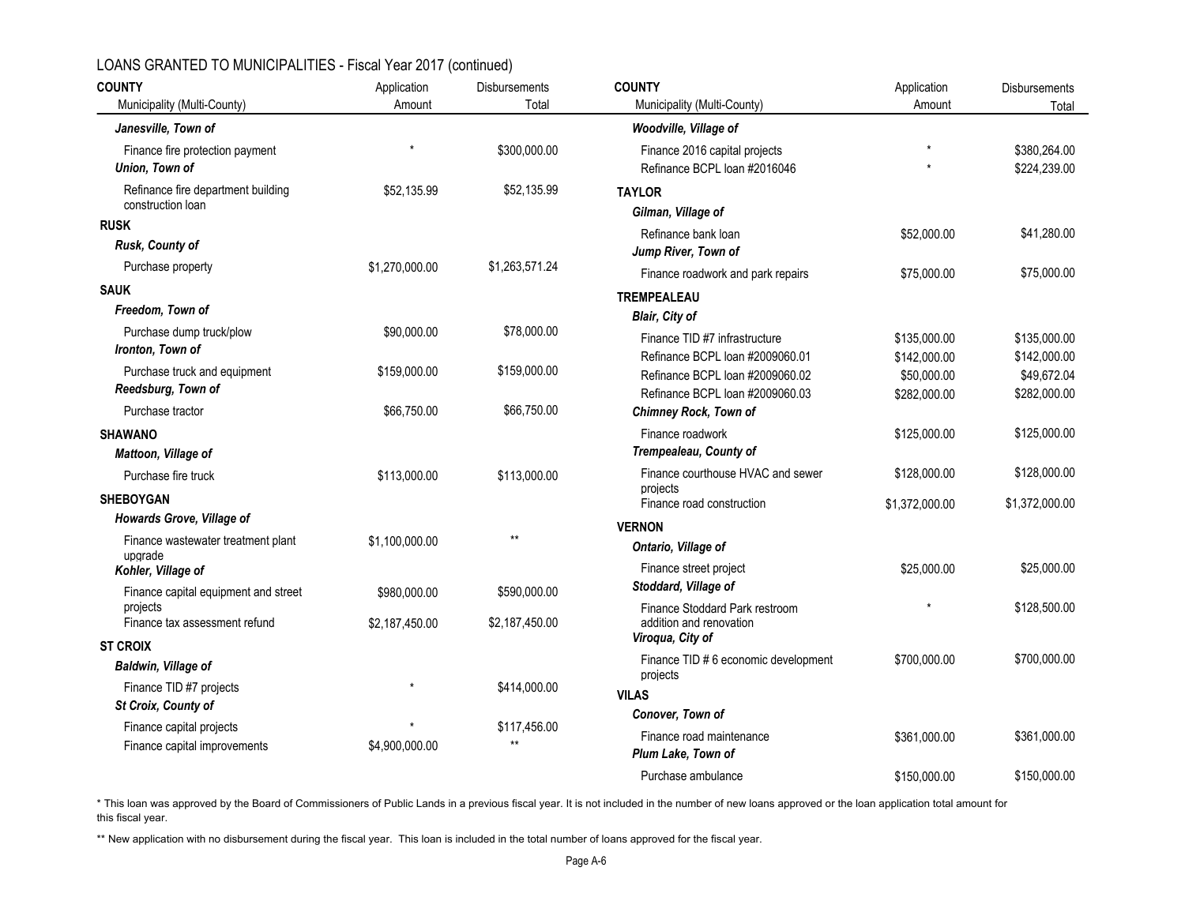## LOANS GRANTED TO MUNICIPALITIES - Fiscal Year 2017 (continued)

| COUNTY<br>Municipality (Multi-County) | Application Amount | Disbursements Total |
|---|---|---|
| ***Janesville, Town of*** | | |
| Finance fire protection payment | * | $300,000.00 |
| ***Union, Town of*** | | |
| Refinance fire department building construction loan | $52,135.99 | $52,135.99 |
| **RUSK** | | |
| ***Rusk, County of*** | | |
| Purchase property | $1,270,000.00 | $1,263,571.24 |
| **SAUK** | | |
| ***Freedom, Town of*** | | |
| Purchase dump truck/plow | $90,000.00 | $78,000.00 |
| ***Ironton, Town of*** | | |
| Purchase truck and equipment | $159,000.00 | $159,000.00 |
| ***Reedsburg, Town of*** | | |
| Purchase tractor | $66,750.00 | $66,750.00 |
| **SHAWANO** | | |
| ***Mattoon, Village of*** | | |
| Purchase fire truck | $113,000.00 | $113,000.00 |
| **SHEBOYGAN** | | |
| ***Howards Grove, Village of*** | | |
| Finance wastewater treatment plant upgrade | $1,100,000.00 | ** |
| ***Kohler, Village of*** | | |
| Finance capital equipment and street projects | $980,000.00 | $590,000.00 |
| Finance tax assessment refund | $2,187,450.00 | $2,187,450.00 |
| **ST CROIX** | | |
| ***Baldwin, Village of*** | | |
| Finance TID #7 projects | * | $414,000.00 |
| ***St Croix, County of*** | | |
| Finance capital projects | * | $117,456.00 |
| Finance capital improvements | $4,900,000.00 | ** |
| ***Woodville, Village of*** | | |
| Finance 2016 capital projects | * | $380,264.00 |
| Refinance BCPL loan #2016046 | * | $224,239.00 |
| **TAYLOR** | | |
| ***Gilman, Village of*** | | |
| Refinance bank loan | $52,000.00 | $41,280.00 |
| ***Jump River, Town of*** | | |
| Finance roadwork and park repairs | $75,000.00 | $75,000.00 |
| **TREMPEALEAU** | | |
| ***Blair, City of*** | | |
| Finance TID #7 infrastructure | $135,000.00 | $135,000.00 |
| Refinance BCPL loan #2009060.01 | $142,000.00 | $142,000.00 |
| Refinance BCPL loan #2009060.02 | $50,000.00 | $49,672.04 |
| Refinance BCPL loan #2009060.03 | $282,000.00 | $282,000.00 |
| ***Chimney Rock, Town of*** | | |
| Finance roadwork | $125,000.00 | $125,000.00 |
| ***Trempealeau, County of*** | | |
| Finance courthouse HVAC and sewer projects | $128,000.00 | $128,000.00 |
| Finance road construction | $1,372,000.00 | $1,372,000.00 |
| **VERNON** | | |
| ***Ontario, Village of*** | | |
| Finance street project | $25,000.00 | $25,000.00 |
| ***Stoddard, Village of*** | | |
| Finance Stoddard Park restroom addition and renovation | * | $128,500.00 |
| ***Viroqua, City of*** | | |
| Finance TID # 6 economic development projects | $700,000.00 | $700,000.00 |
| **VILAS** | | |
| ***Conover, Town of*** | | |
| Finance road maintenance | $361,000.00 | $361,000.00 |
| ***Plum Lake, Town of*** | | |
| Purchase ambulance | $150,000.00 | $150,000.00 |

* This loan was approved by the Board of Commissioners of Public Lands in a previous fiscal year. It is not included in the number of new loans approved or the loan application total amount for this fiscal year.

** New application with no disbursement during the fiscal year. This loan is included in the total number of loans approved for the fiscal year.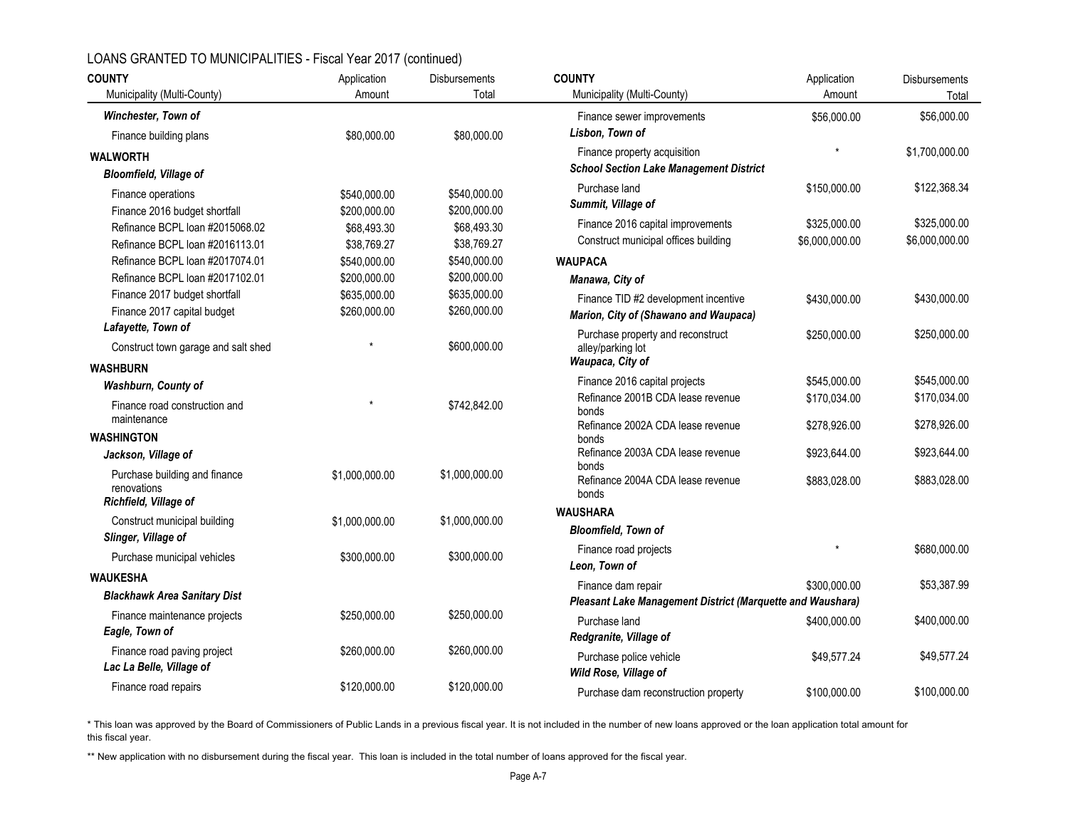## LOANS GRANTED TO MUNICIPALITIES - Fiscal Year 2017 (continued)

| COUNTY<br>Municipality (Multi-County) | Application Amount | Disbursements Total |
|---|---|---|
| ***Winchester, Town of*** | | |
| Finance building plans | $80,000.00 | $80,000.00 |
| **WALWORTH** | | |
| ***Bloomfield, Village of*** | | |
| Finance operations | $540,000.00 | $540,000.00 |
| Finance 2016 budget shortfall | $200,000.00 | $200,000.00 |
| Refinance BCPL loan #2015068.02 | $68,493.30 | $68,493.30 |
| Refinance BCPL loan #2016113.01 | $38,769.27 | $38,769.27 |
| Refinance BCPL loan #2017074.01 | $540,000.00 | $540,000.00 |
| Refinance BCPL loan #2017102.01 | $200,000.00 | $200,000.00 |
| Finance 2017 budget shortfall | $635,000.00 | $635,000.00 |
| Finance 2017 capital budget | $260,000.00 | $260,000.00 |
| ***Lafayette, Town of*** | | |
| Construct town garage and salt shed | * | $600,000.00 |
| **WASHBURN** | | |
| ***Washburn, County of*** | | |
| Finance road construction and maintenance | * | $742,842.00 |
| **WASHINGTON** | | |
| ***Jackson, Village of*** | | |
| Purchase building and finance renovations | $1,000,000.00 | $1,000,000.00 |
| ***Richfield, Village of*** | | |
| Construct municipal building | $1,000,000.00 | $1,000,000.00 |
| ***Slinger, Village of*** | | |
| Purchase municipal vehicles | $300,000.00 | $300,000.00 |
| **WAUKESHA** | | |
| ***Blackhawk Area Sanitary Dist*** | | |
| Finance maintenance projects | $250,000.00 | $250,000.00 |
| ***Eagle, Town of*** | | |
| Finance road paving project | $260,000.00 | $260,000.00 |
| ***Lac La Belle, Village of*** | | |
| Finance road repairs | $120,000.00 | $120,000.00 |
| Finance sewer improvements | $56,000.00 | $56,000.00 |
| ***Lisbon, Town of*** | | |
| Finance property acquisition | * | $1,700,000.00 |
| ***School Section Lake Management District*** | | |
| Purchase land | $150,000.00 | $122,368.34 |
| ***Summit, Village of*** | | |
| Finance 2016 capital improvements | $325,000.00 | $325,000.00 |
| Construct municipal offices building | $6,000,000.00 | $6,000,000.00 |
| **WAUPACA** | | |
| ***Manawa, City of*** | | |
| Finance TID #2 development incentive | $430,000.00 | $430,000.00 |
| ***Marion, City of (Shawano and Waupaca)*** | | |
| Purchase property and reconstruct alley/parking lot | $250,000.00 | $250,000.00 |
| ***Waupaca, City of*** | | |
| Finance 2016 capital projects | $545,000.00 | $545,000.00 |
| Refinance 2001B CDA lease revenue bonds | $170,034.00 | $170,034.00 |
| Refinance 2002A CDA lease revenue bonds | $278,926.00 | $278,926.00 |
| Refinance 2003A CDA lease revenue bonds | $923,644.00 | $923,644.00 |
| Refinance 2004A CDA lease revenue bonds | $883,028.00 | $883,028.00 |
| **WAUSHARA** | | |
| ***Bloomfield, Town of*** | | |
| Finance road projects | * | $680,000.00 |
| ***Leon, Town of*** | | |
| Finance dam repair | $300,000.00 | $53,387.99 |
| ***Pleasant Lake Management District (Marquette and Waushara)*** | | |
| Purchase land | $400,000.00 | $400,000.00 |
| ***Redgranite, Village of*** | | |
| Purchase police vehicle | $49,577.24 | $49,577.24 |
| ***Wild Rose, Village of*** | | |
| Purchase dam reconstruction property | $100,000.00 | $100,000.00 |

* This loan was approved by the Board of Commissioners of Public Lands in a previous fiscal year. It is not included in the number of new loans approved or the loan application total amount for this fiscal year.

** New application with no disbursement during the fiscal year. This loan is included in the total number of loans approved for the fiscal year.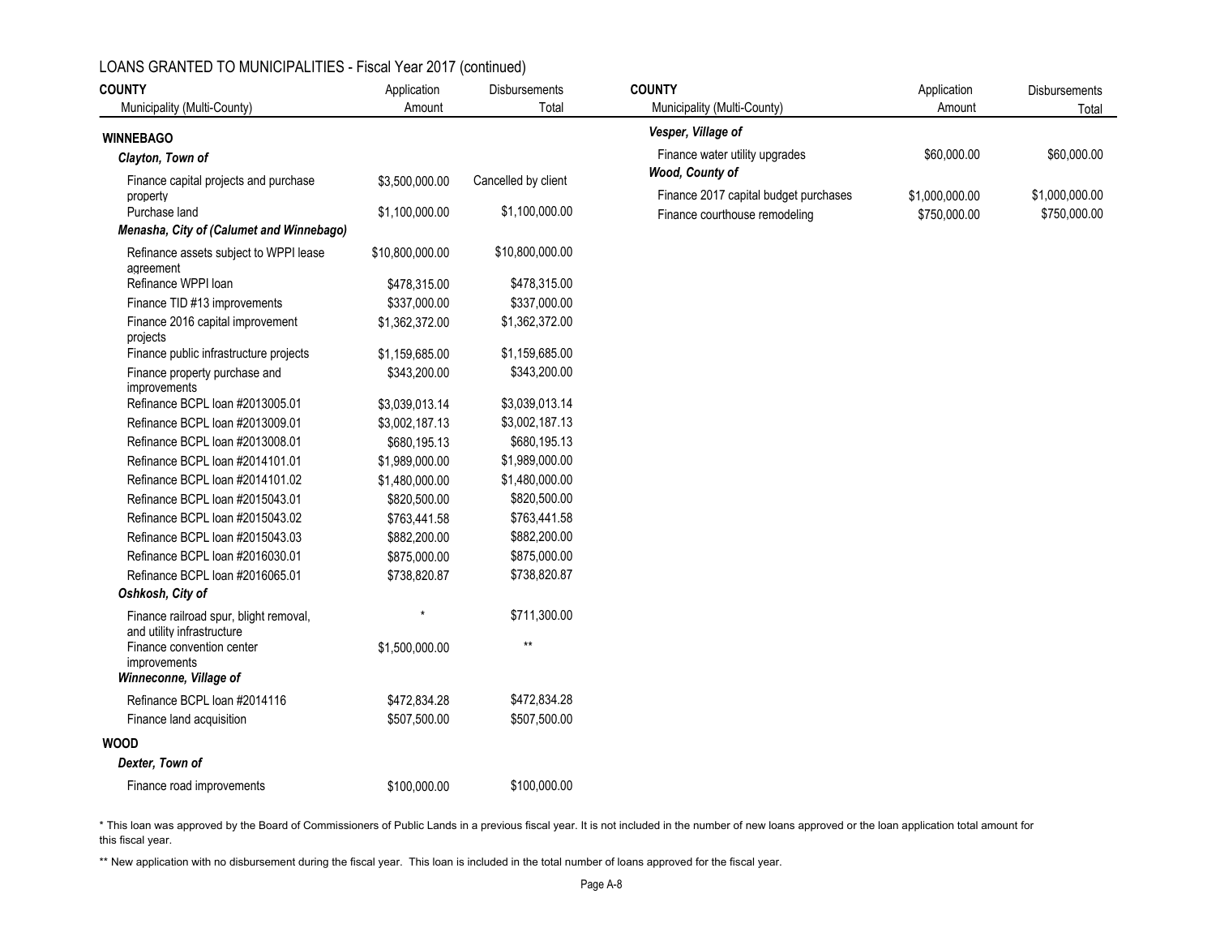## LOANS GRANTED TO MUNICIPALITIES - Fiscal Year 2017 (continued)

| COUNTY<br>Municipality (Multi-County) | Application Amount | Disbursements Total |
|---|---|---|
| **WINNEBAGO** | | |
| ***Clayton, Town of*** | | |
| Finance capital projects and purchase property | $3,500,000.00 | Cancelled by client |
| Purchase land | $1,100,000.00 | $1,100,000.00 |
| ***Menasha, City of (Calumet and Winnebago)*** | | |
| Refinance assets subject to WPPI lease agreement | $10,800,000.00 | $10,800,000.00 |
| Refinance WPPI loan | $478,315.00 | $478,315.00 |
| Finance TID #13 improvements | $337,000.00 | $337,000.00 |
| Finance 2016 capital improvement projects | $1,362,372.00 | $1,362,372.00 |
| Finance public infrastructure projects | $1,159,685.00 | $1,159,685.00 |
| Finance property purchase and improvements | $343,200.00 | $343,200.00 |
| Refinance BCPL loan #2013005.01 | $3,039,013.14 | $3,039,013.14 |
| Refinance BCPL loan #2013009.01 | $3,002,187.13 | $3,002,187.13 |
| Refinance BCPL loan #2013008.01 | $680,195.13 | $680,195.13 |
| Refinance BCPL loan #2014101.01 | $1,989,000.00 | $1,989,000.00 |
| Refinance BCPL loan #2014101.02 | $1,480,000.00 | $1,480,000.00 |
| Refinance BCPL loan #2015043.01 | $820,500.00 | $820,500.00 |
| Refinance BCPL loan #2015043.02 | $763,441.58 | $763,441.58 |
| Refinance BCPL loan #2015043.03 | $882,200.00 | $882,200.00 |
| Refinance BCPL loan #2016030.01 | $875,000.00 | $875,000.00 |
| Refinance BCPL loan #2016065.01 | $738,820.87 | $738,820.87 |
| ***Oshkosh, City of*** | | |
| Finance railroad spur, blight removal, and utility infrastructure | * | $711,300.00 |
| Finance convention center improvements | $1,500,000.00 | ** |
| ***Winneconne, Village of*** | | |
| Refinance BCPL loan #2014116 | $472,834.28 | $472,834.28 |
| Finance land acquisition | $507,500.00 | $507,500.00 |
| **WOOD** | | |
| ***Dexter, Town of*** | | |
| Finance road improvements | $100,000.00 | $100,000.00 |
| ***Vesper, Village of*** | | |
| Finance water utility upgrades | $60,000.00 | $60,000.00 |
| ***Wood, County of*** | | |
| Finance 2017 capital budget purchases | $1,000,000.00 | $1,000,000.00 |
| Finance courthouse remodeling | $750,000.00 | $750,000.00 |

\* This loan was approved by the Board of Commissioners of Public Lands in a previous fiscal year. It is not included in the number of new loans approved or the loan application total amount for this fiscal year.

\** New application with no disbursement during the fiscal year. This loan is included in the total number of loans approved for the fiscal year.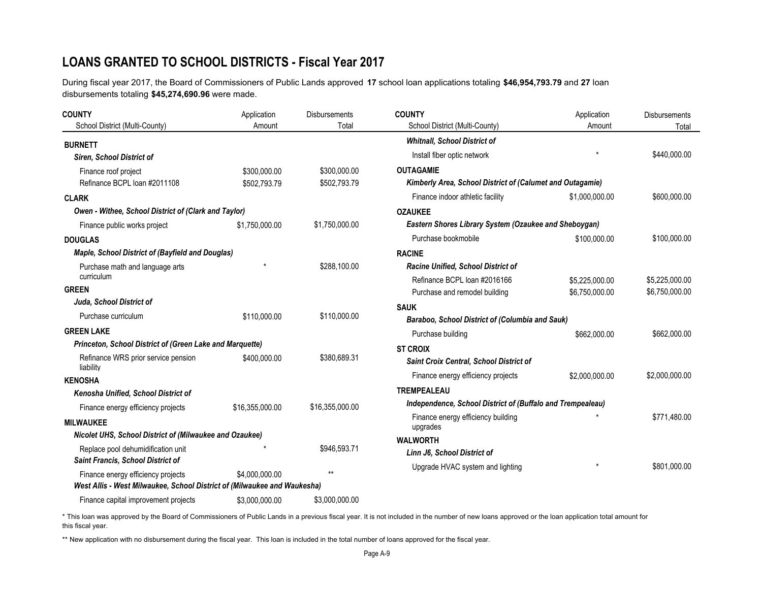# LOANS GRANTED TO SCHOOL DISTRICTS - Fiscal Year 2017

During fiscal year 2017, the Board of Commissioners of Public Lands approved **17** school loan applications totaling **$46,954,793.79** and **27** loan disbursements totaling **$45,274,690.96** were made.

| COUNTY<br>School District (Multi-County) | Application Amount | Disbursements Total |
|---|---|---|
| **BURNETT** | | |
| ***Siren, School District of*** | | |
| Finance roof project | $300,000.00 | $300,000.00 |
| Refinance BCPL loan #2011108 | $502,793.79 | $502,793.79 |
| **CLARK** | | |
| ***Owen - Withee, School District of (Clark and Taylor)*** | | |
| Finance public works project | $1,750,000.00 | $1,750,000.00 |
| **DOUGLAS** | | |
| ***Maple, School District of (Bayfield and Douglas)*** | | |
| Purchase math and language arts curriculum | * | $288,100.00 |
| **GREEN** | | |
| ***Juda, School District of*** | | |
| Purchase curriculum | $110,000.00 | $110,000.00 |
| **GREEN LAKE** | | |
| ***Princeton, School District of (Green Lake and Marquette)*** | | |
| Refinance WRS prior service pension liability | $400,000.00 | $380,689.31 |
| **KENOSHA** | | |
| ***Kenosha Unified, School District of*** | | |
| Finance energy efficiency projects | $16,355,000.00 | $16,355,000.00 |
| **MILWAUKEE** | | |
| ***Nicolet UHS, School District of (Milwaukee and Ozaukee)*** | | |
| Replace pool dehumidification unit | * | $946,593.71 |
| ***Saint Francis, School District of*** | | |
| Finance energy efficiency projects | $4,000,000.00 | ** |
| ***West Allis - West Milwaukee, School District of (Milwaukee and Waukesha)*** | | |
| Finance capital improvement projects | $3,000,000.00 | $3,000,000.00 |
| ***Whitnall, School District of*** | | |
| Install fiber optic network | * | $440,000.00 |
| **OUTAGAMIE** | | |
| ***Kimberly Area, School District of (Calumet and Outagamie)*** | | |
| Finance indoor athletic facility | $1,000,000.00 | $600,000.00 |
| **OZAUKEE** | | |
| ***Eastern Shores Library System (Ozaukee and Sheboygan)*** | | |
| Purchase bookmobile | $100,000.00 | $100,000.00 |
| **RACINE** | | |
| ***Racine Unified, School District of*** | | |
| Refinance BCPL loan #2016166 | $5,225,000.00 | $5,225,000.00 |
| Purchase and remodel building | $6,750,000.00 | $6,750,000.00 |
| **SAUK** | | |
| ***Baraboo, School District of (Columbia and Sauk)*** | | |
| Purchase building | $662,000.00 | $662,000.00 |
| **ST CROIX** | | |
| ***Saint Croix Central, School District of*** | | |
| Finance energy efficiency projects | $2,000,000.00 | $2,000,000.00 |
| **TREMPEALEAU** | | |
| ***Independence, School District of (Buffalo and Trempealeau)*** | | |
| Finance energy efficiency building upgrades | * | $771,480.00 |
| **WALWORTH** | | |
| ***Linn J6, School District of*** | | |
| Upgrade HVAC system and lighting | * | $801,000.00 |

\* This loan was approved by the Board of Commissioners of Public Lands in a previous fiscal year. It is not included in the number of new loans approved or the loan application total amount for this fiscal year.

\** New application with no disbursement during the fiscal year. This loan is included in the total number of loans approved for the fiscal year.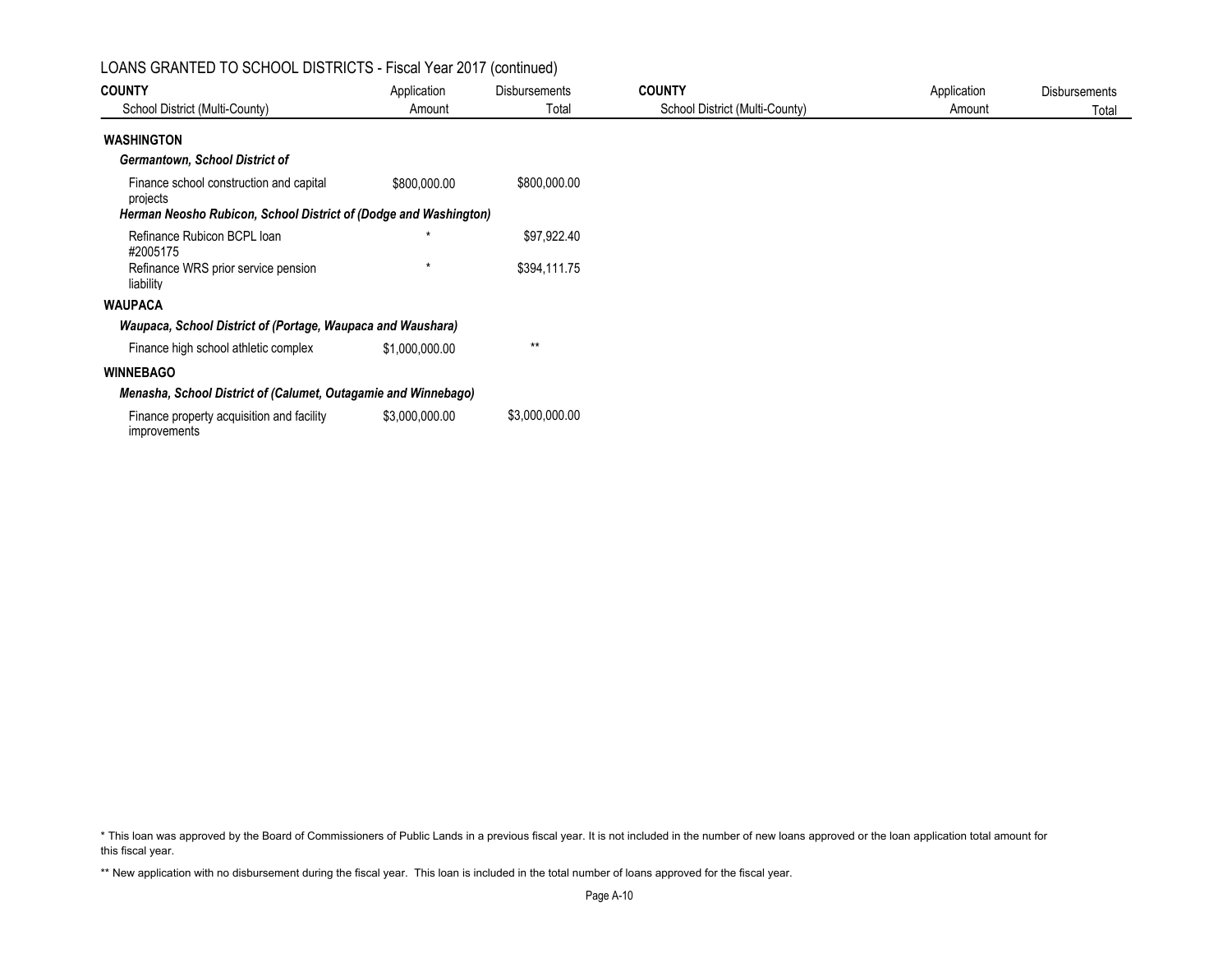## LOANS GRANTED TO SCHOOL DISTRICTS - Fiscal Year 2017 (continued)

| COUNTY<br>School District (Multi-County) | Application Amount | Disbursements Total |
|---|---|---|
| **WASHINGTON** | | |
| ***Germantown, School District of*** | | |
| Finance school construction and capital projects | $800,000.00 | $800,000.00 |
| ***Herman Neosho Rubicon, School District of (Dodge and Washington)*** | | |
| Refinance Rubicon BCPL loan #2005175 | * | $97,922.40 |
| Refinance WRS prior service pension liability | * | $394,111.75 |
| **WAUPACA** | | |
| ***Waupaca, School District of (Portage, Waupaca and Waushara)*** | | |
| Finance high school athletic complex | $1,000,000.00 | ** |
| **WINNEBAGO** | | |
| ***Menasha, School District of (Calumet, Outagamie and Winnebago)*** | | |
| Finance property acquisition and facility improvements | $3,000,000.00 | $3,000,000.00 |

* This loan was approved by the Board of Commissioners of Public Lands in a previous fiscal year. It is not included in the number of new loans approved or the loan application total amount for this fiscal year.

** New application with no disbursement during the fiscal year. This loan is included in the total number of loans approved for the fiscal year.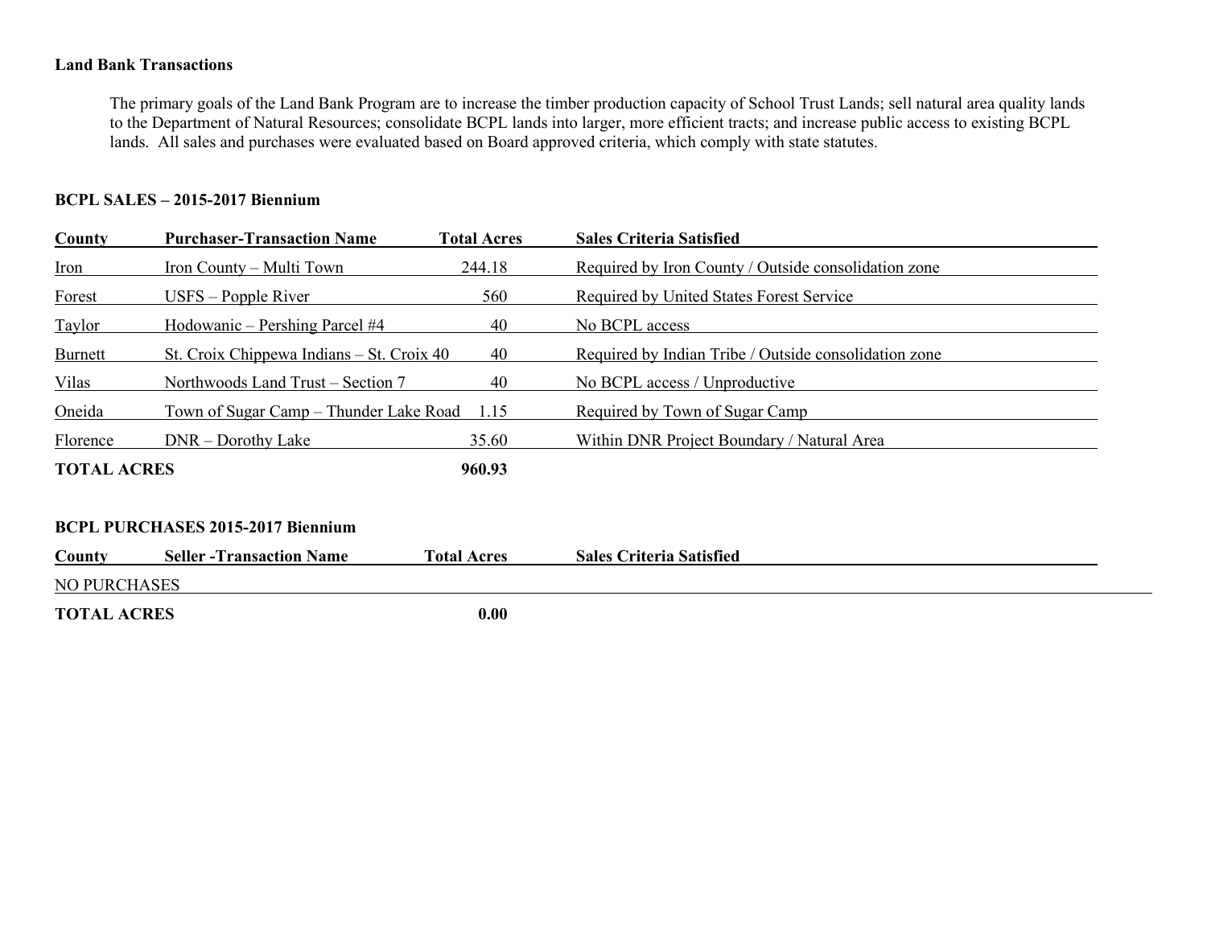### Land Bank Transactions

The primary goals of the Land Bank Program are to increase the timber production capacity of School Trust Lands; sell natural area quality lands to the Department of Natural Resources; consolidate BCPL lands into larger, more efficient tracts; and increase public access to existing BCPL lands. All sales and purchases were evaluated based on Board approved criteria, which comply with state statutes.

**BCPL SALES – 2015-2017 Biennium**

| County | Purchaser-Transaction Name | Total Acres | Sales Criteria Satisfied |
|---|---|---|---|
| Iron | Iron County – Multi Town | 244.18 | Required by Iron County / Outside consolidation zone |
| Forest | USFS – Popple River | 560 | Required by United States Forest Service |
| Taylor | Hodowanic – Pershing Parcel #4 | 40 | No BCPL access |
| Burnett | St. Croix Chippewa Indians – St. Croix 40 | 40 | Required by Indian Tribe / Outside consolidation zone |
| Vilas | Northwoods Land Trust – Section 7 | 40 | No BCPL access / Unproductive |
| Oneida | Town of Sugar Camp – Thunder Lake Road | 1.15 | Required by Town of Sugar Camp |
| Florence | DNR – Dorothy Lake | 35.60 | Within DNR Project Boundary / Natural Area |
| **TOTAL ACRES** | | **960.93** | |

**BCPL PURCHASES 2015-2017 Biennium**

| County | Seller -Transaction Name | Total Acres | Sales Criteria Satisfied |
|---|---|---|---|
| NO PURCHASES | | | |
| **TOTAL ACRES** | | **0.00** | |